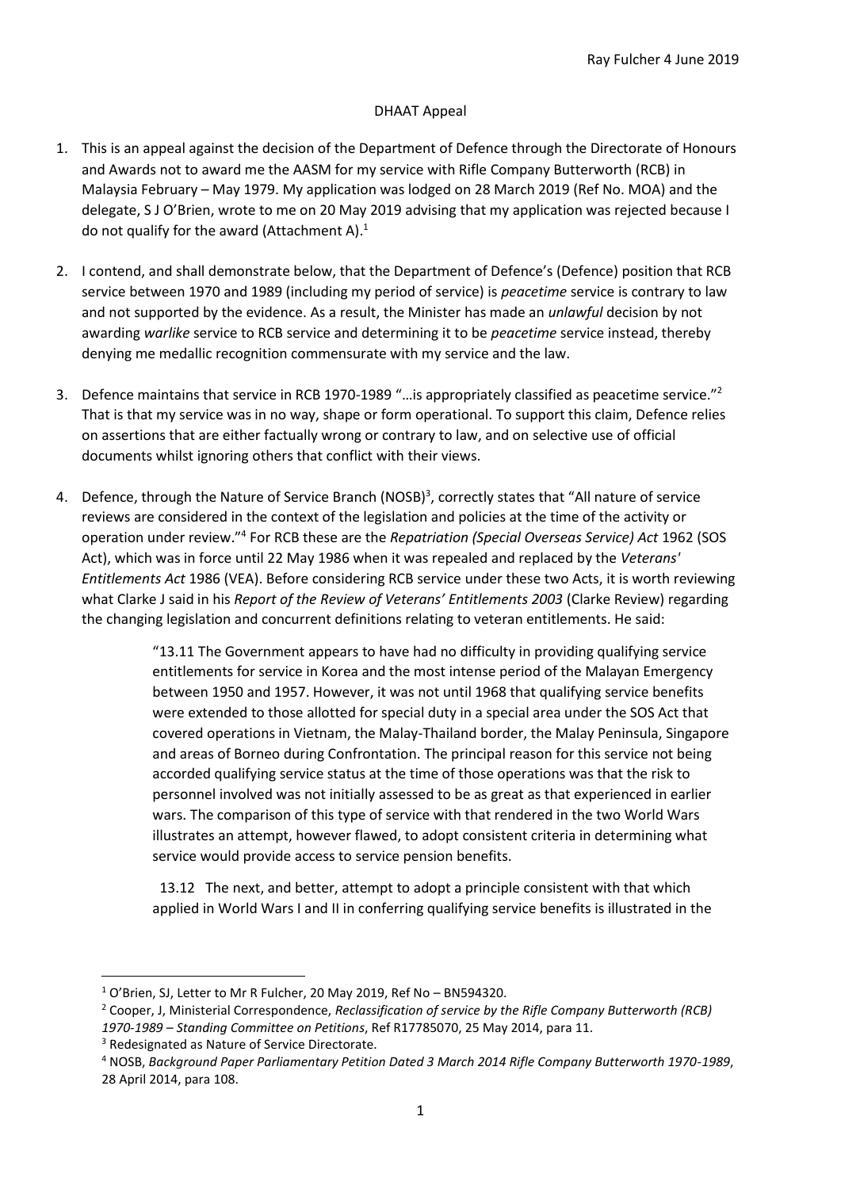Ray Fulcher 4 June 2019

DHAAT Appeal

1. This is an appeal against the decision of the Department of Defence through the Directorate of Honours and Awards not to award me the AASM for my service with Rifle Company Butterworth (RCB) in Malaysia February – May 1979. My application was lodged on 28 March 2019 (Ref No. MOA) and the delegate, S J O'Brien, wrote to me on 20 May 2019 advising that my application was rejected because I do not qualify for the award (Attachment A).[1]

2. I contend, and shall demonstrate below, that the Department of Defence's (Defence) position that RCB service between 1970 and 1989 (including my period of service) is *peacetime* service is contrary to law and not supported by the evidence. As a result, the Minister has made an *unlawful* decision by not awarding *warlike* service to RCB service and determining it to be *peacetime* service instead, thereby denying me medallic recognition commensurate with my service and the law.

3. Defence maintains that service in RCB 1970-1989 "…is appropriately classified as peacetime service."[2] That is that my service was in no way, shape or form operational. To support this claim, Defence relies on assertions that are either factually wrong or contrary to law, and on selective use of official documents whilst ignoring others that conflict with their views.

4. Defence, through the Nature of Service Branch (NOSB)[3], correctly states that "All nature of service reviews are considered in the context of the legislation and policies at the time of the activity or operation under review."[4] For RCB these are the *Repatriation (Special Overseas Service) Act* 1962 (SOS Act), which was in force until 22 May 1986 when it was repealed and replaced by the *Veterans' Entitlements Act* 1986 (VEA). Before considering RCB service under these two Acts, it is worth reviewing what Clarke J said in his *Report of the Review of Veterans' Entitlements 2003* (Clarke Review) regarding the changing legislation and concurrent definitions relating to veteran entitlements. He said:

> "13.11 The Government appears to have had no difficulty in providing qualifying service entitlements for service in Korea and the most intense period of the Malayan Emergency between 1950 and 1957. However, it was not until 1968 that qualifying service benefits were extended to those allotted for special duty in a special area under the SOS Act that covered operations in Vietnam, the Malay-Thailand border, the Malay Peninsula, Singapore and areas of Borneo during Confrontation. The principal reason for this service not being accorded qualifying service status at the time of those operations was that the risk to personnel involved was not initially assessed to be as great as that experienced in earlier wars. The comparison of this type of service with that rendered in the two World Wars illustrates an attempt, however flawed, to adopt consistent criteria in determining what service would provide access to service pension benefits.
>
> 13.12 The next, and better, attempt to adopt a principle consistent with that which applied in World Wars I and II in conferring qualifying service benefits is illustrated in the

---

[1] O'Brien, SJ, Letter to Mr R Fulcher, 20 May 2019, Ref No – BN594320.

[2] Cooper, J, Ministerial Correspondence, *Reclassification of service by the Rifle Company Butterworth (RCB) 1970-1989 – Standing Committee on Petitions*, Ref R17785070, 25 May 2014, para 11.

[3] Redesignated as Nature of Service Directorate.

[4] NOSB, *Background Paper Parliamentary Petition Dated 3 March 2014 Rifle Company Butterworth 1970-1989*, 28 April 2014, para 108.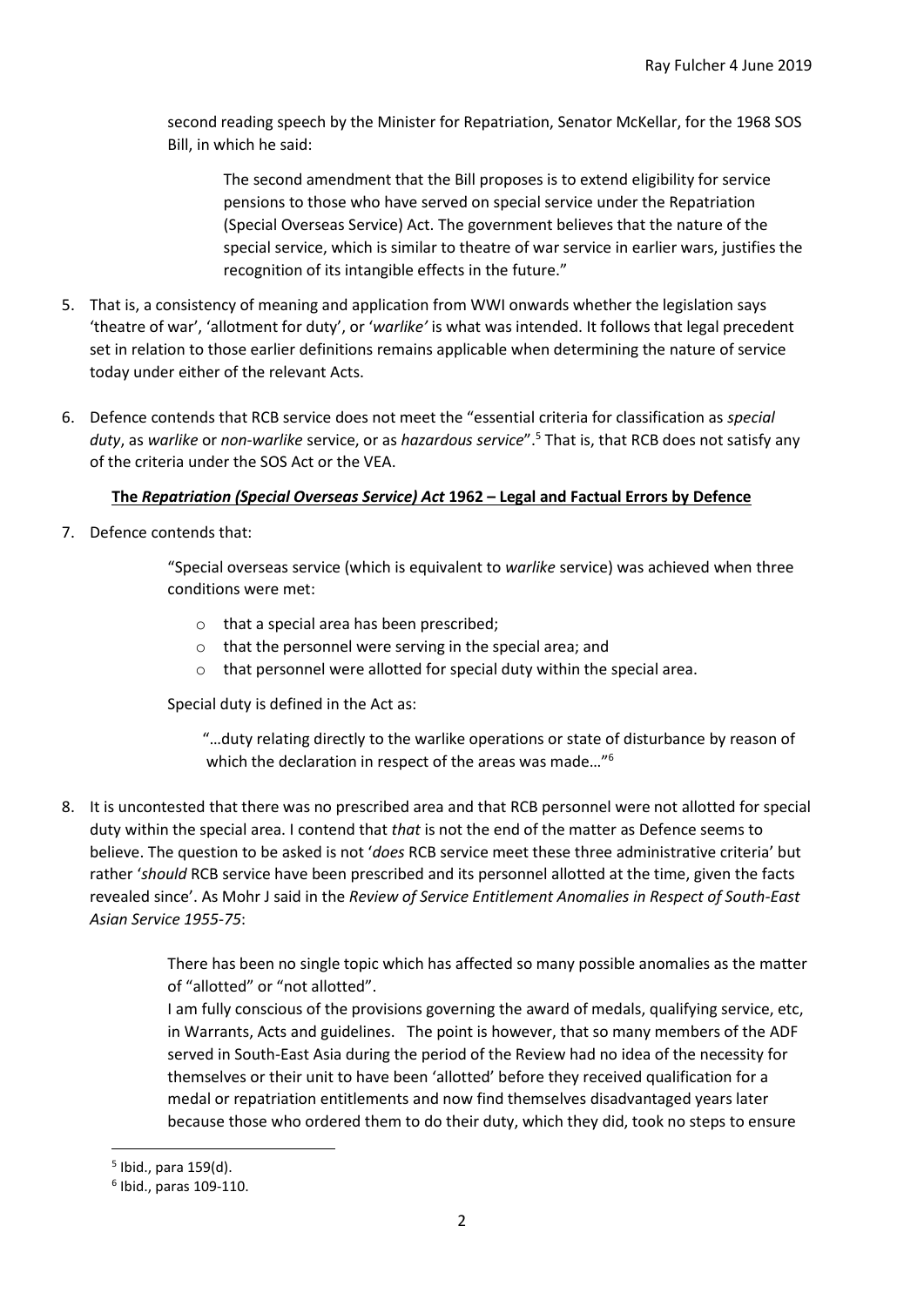second reading speech by the Minister for Repatriation, Senator McKellar, for the 1968 SOS Bill, in which he said:

> The second amendment that the Bill proposes is to extend eligibility for service pensions to those who have served on special service under the Repatriation (Special Overseas Service) Act. The government believes that the nature of the special service, which is similar to theatre of war service in earlier wars, justifies the recognition of its intangible effects in the future."

5. That is, a consistency of meaning and application from WWI onwards whether the legislation says 'theatre of war', 'allotment for duty', or '*warlike'* is what was intended. It follows that legal precedent set in relation to those earlier definitions remains applicable when determining the nature of service today under either of the relevant Acts.

6. Defence contends that RCB service does not meet the "essential criteria for classification as *special duty*, as *warlike* or *non-warlike* service, or as *hazardous service*".[5] That is, that RCB does not satisfy any of the criteria under the SOS Act or the VEA.

**<u>The *Repatriation (Special Overseas Service) Act* 1962 – Legal and Factual Errors by Defence</u>**

7. Defence contends that:

> "Special overseas service (which is equivalent to *warlike* service) was achieved when three conditions were met:
>
> - that a special area has been prescribed;
> - that the personnel were serving in the special area; and
> - that personnel were allotted for special duty within the special area.
>
> Special duty is defined in the Act as:
>
> > "…duty relating directly to the warlike operations or state of disturbance by reason of which the declaration in respect of the areas was made…"[6]

8. It is uncontested that there was no prescribed area and that RCB personnel were not allotted for special duty within the special area. I contend that *that* is not the end of the matter as Defence seems to believe. The question to be asked is not '*does* RCB service meet these three administrative criteria' but rather '*should* RCB service have been prescribed and its personnel allotted at the time, given the facts revealed since'. As Mohr J said in the *Review of Service Entitlement Anomalies in Respect of South-East Asian Service 1955-75*:

> There has been no single topic which has affected so many possible anomalies as the matter of "allotted" or "not allotted".
>
> I am fully conscious of the provisions governing the award of medals, qualifying service, etc, in Warrants, Acts and guidelines. The point is however, that so many members of the ADF served in South-East Asia during the period of the Review had no idea of the necessity for themselves or their unit to have been 'allotted' before they received qualification for a medal or repatriation entitlements and now find themselves disadvantaged years later because those who ordered them to do their duty, which they did, took no steps to ensure

---

[5] Ibid., para 159(d).

[6] Ibid., paras 109-110.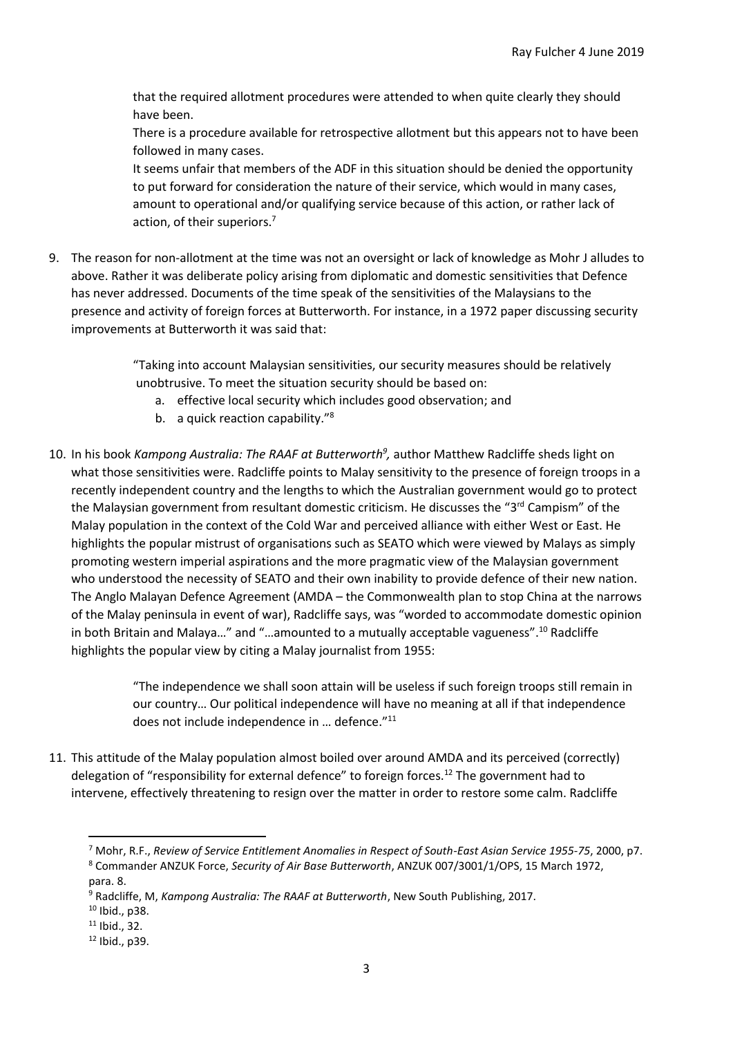that the required allotment procedures were attended to when quite clearly they should have been.

There is a procedure available for retrospective allotment but this appears not to have been followed in many cases.

It seems unfair that members of the ADF in this situation should be denied the opportunity to put forward for consideration the nature of their service, which would in many cases, amount to operational and/or qualifying service because of this action, or rather lack of action, of their superiors.[7]

9. The reason for non-allotment at the time was not an oversight or lack of knowledge as Mohr J alludes to above. Rather it was deliberate policy arising from diplomatic and domestic sensitivities that Defence has never addressed. Documents of the time speak of the sensitivities of the Malaysians to the presence and activity of foreign forces at Butterworth. For instance, in a 1972 paper discussing security improvements at Butterworth it was said that:

   > "Taking into account Malaysian sensitivities, our security measures should be relatively unobtrusive. To meet the situation security should be based on:
   >
   > a. effective local security which includes good observation; and
   > b. a quick reaction capability."[8]

10. In his book *Kampong Australia: The RAAF at Butterworth*[9], author Matthew Radcliffe sheds light on what those sensitivities were. Radcliffe points to Malay sensitivity to the presence of foreign troops in a recently independent country and the lengths to which the Australian government would go to protect the Malaysian government from resultant domestic criticism. He discusses the "3rd Campism" of the Malay population in the context of the Cold War and perceived alliance with either West or East. He highlights the popular mistrust of organisations such as SEATO which were viewed by Malays as simply promoting western imperial aspirations and the more pragmatic view of the Malaysian government who understood the necessity of SEATO and their own inability to provide defence of their new nation. The Anglo Malayan Defence Agreement (AMDA – the Commonwealth plan to stop China at the narrows of the Malay peninsula in event of war), Radcliffe says, was "worded to accommodate domestic opinion in both Britain and Malaya…" and "…amounted to a mutually acceptable vagueness".[10] Radcliffe highlights the popular view by citing a Malay journalist from 1955:

    > "The independence we shall soon attain will be useless if such foreign troops still remain in our country… Our political independence will have no meaning at all if that independence does not include independence in … defence."[11]

11. This attitude of the Malay population almost boiled over around AMDA and its perceived (correctly) delegation of "responsibility for external defence" to foreign forces.[12] The government had to intervene, effectively threatening to resign over the matter in order to restore some calm. Radcliffe

---

[7] Mohr, R.F., *Review of Service Entitlement Anomalies in Respect of South-East Asian Service 1955-75*, 2000, p7.

[8] Commander ANZUK Force, *Security of Air Base Butterworth*, ANZUK 007/3001/1/OPS, 15 March 1972, para. 8.

[9] Radcliffe, M, *Kampong Australia: The RAAF at Butterworth*, New South Publishing, 2017.

[10] Ibid., p38.

[11] Ibid., 32.

[12] Ibid., p39.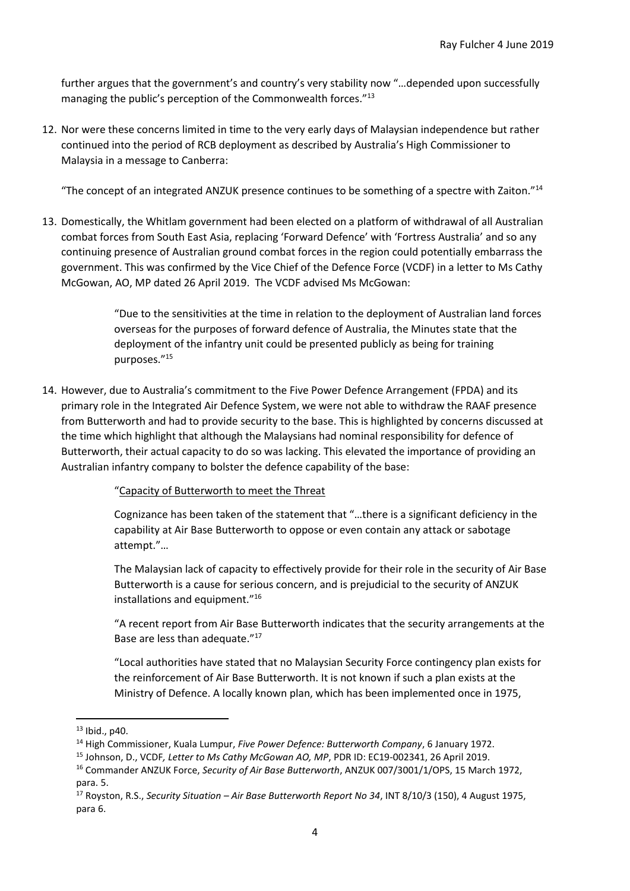further argues that the government's and country's very stability now "…depended upon successfully managing the public's perception of the Commonwealth forces."[13]

12. Nor were these concerns limited in time to the very early days of Malaysian independence but rather continued into the period of RCB deployment as described by Australia's High Commissioner to Malaysia in a message to Canberra:

"The concept of an integrated ANZUK presence continues to be something of a spectre with Zaiton."[14]

13. Domestically, the Whitlam government had been elected on a platform of withdrawal of all Australian combat forces from South East Asia, replacing 'Forward Defence' with 'Fortress Australia' and so any continuing presence of Australian ground combat forces in the region could potentially embarrass the government. This was confirmed by the Vice Chief of the Defence Force (VCDF) in a letter to Ms Cathy McGowan, AO, MP dated 26 April 2019. The VCDF advised Ms McGowan:

> "Due to the sensitivities at the time in relation to the deployment of Australian land forces overseas for the purposes of forward defence of Australia, the Minutes state that the deployment of the infantry unit could be presented publicly as being for training purposes."[15]

14. However, due to Australia's commitment to the Five Power Defence Arrangement (FPDA) and its primary role in the Integrated Air Defence System, we were not able to withdraw the RAAF presence from Butterworth and had to provide security to the base. This is highlighted by concerns discussed at the time which highlight that although the Malaysians had nominal responsibility for defence of Butterworth, their actual capacity to do so was lacking. This elevated the importance of providing an Australian infantry company to bolster the defence capability of the base:

> "Capacity of Butterworth to meet the Threat
>
> Cognizance has been taken of the statement that "…there is a significant deficiency in the capability at Air Base Butterworth to oppose or even contain any attack or sabotage attempt."…
>
> The Malaysian lack of capacity to effectively provide for their role in the security of Air Base Butterworth is a cause for serious concern, and is prejudicial to the security of ANZUK installations and equipment."[16]
>
> "A recent report from Air Base Butterworth indicates that the security arrangements at the Base are less than adequate."[17]
>
> "Local authorities have stated that no Malaysian Security Force contingency plan exists for the reinforcement of Air Base Butterworth. It is not known if such a plan exists at the Ministry of Defence. A locally known plan, which has been implemented once in 1975,

---

[13] Ibid., p40.

[14] High Commissioner, Kuala Lumpur, *Five Power Defence: Butterworth Company*, 6 January 1972.

[15] Johnson, D., VCDF*, Letter to Ms Cathy McGowan AO, MP*, PDR ID: EC19-002341, 26 April 2019.

[16] Commander ANZUK Force, *Security of Air Base Butterworth*, ANZUK 007/3001/1/OPS, 15 March 1972, para. 5.

[17] Royston, R.S., *Security Situation – Air Base Butterworth Report No 34*, INT 8/10/3 (150), 4 August 1975, para 6.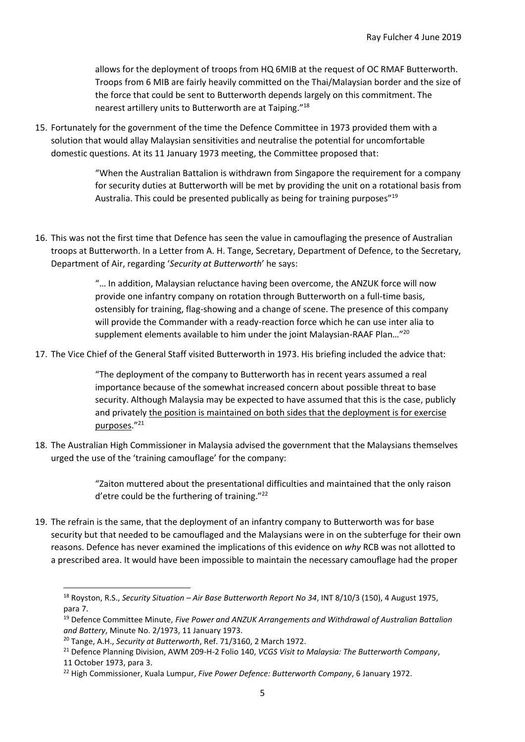allows for the deployment of troops from HQ 6MIB at the request of OC RMAF Butterworth. Troops from 6 MIB are fairly heavily committed on the Thai/Malaysian border and the size of the force that could be sent to Butterworth depends largely on this commitment. The nearest artillery units to Butterworth are at Taiping."[18]

15. Fortunately for the government of the time the Defence Committee in 1973 provided them with a solution that would allay Malaysian sensitivities and neutralise the potential for uncomfortable domestic questions. At its 11 January 1973 meeting, the Committee proposed that:

> "When the Australian Battalion is withdrawn from Singapore the requirement for a company for security duties at Butterworth will be met by providing the unit on a rotational basis from Australia. This could be presented publically as being for training purposes"[19]

16. This was not the first time that Defence has seen the value in camouflaging the presence of Australian troops at Butterworth. In a Letter from A. H. Tange, Secretary, Department of Defence, to the Secretary, Department of Air, regarding '*Security at Butterworth*' he says:

> "… In addition, Malaysian reluctance having been overcome, the ANZUK force will now provide one infantry company on rotation through Butterworth on a full-time basis, ostensibly for training, flag-showing and a change of scene. The presence of this company will provide the Commander with a ready-reaction force which he can use inter alia to supplement elements available to him under the joint Malaysian-RAAF Plan…"[20]

17. The Vice Chief of the General Staff visited Butterworth in 1973. His briefing included the advice that:

> "The deployment of the company to Butterworth has in recent years assumed a real importance because of the somewhat increased concern about possible threat to base security. Although Malaysia may be expected to have assumed that this is the case, publicly and privately <u>the position is maintained on both sides that the deployment is for exercise purposes</u>."[21]

18. The Australian High Commissioner in Malaysia advised the government that the Malaysians themselves urged the use of the 'training camouflage' for the company:

> "Zaiton muttered about the presentational difficulties and maintained that the only raison d'etre could be the furthering of training."[22]

19. The refrain is the same, that the deployment of an infantry company to Butterworth was for base security but that needed to be camouflaged and the Malaysians were in on the subterfuge for their own reasons. Defence has never examined the implications of this evidence on *why* RCB was not allotted to a prescribed area. It would have been impossible to maintain the necessary camouflage had the proper

---

[18] Royston, R.S., *Security Situation – Air Base Butterworth Report No 34*, INT 8/10/3 (150), 4 August 1975, para 7.

[19] Defence Committee Minute, *Five Power and ANZUK Arrangements and Withdrawal of Australian Battalion and Battery*, Minute No. 2/1973, 11 January 1973.

[20] Tange, A.H., *Security at Butterworth*, Ref. 71/3160, 2 March 1972.

[21] Defence Planning Division, AWM 209-H-2 Folio 140, *VCGS Visit to Malaysia: The Butterworth Company*, 11 October 1973, para 3.

[22] High Commissioner, Kuala Lumpur, *Five Power Defence: Butterworth Company*, 6 January 1972.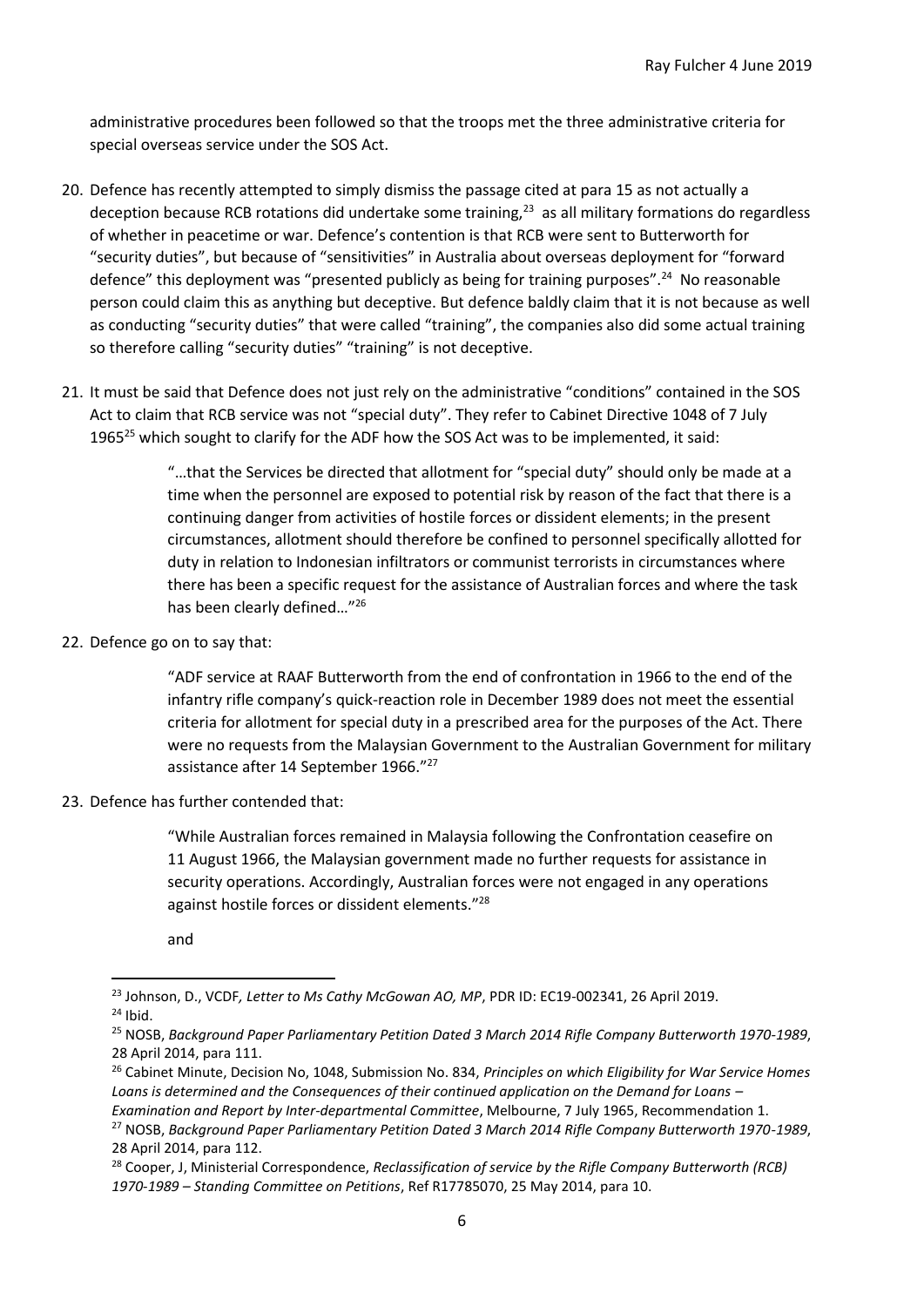administrative procedures been followed so that the troops met the three administrative criteria for special overseas service under the SOS Act.

20. Defence has recently attempted to simply dismiss the passage cited at para 15 as not actually a deception because RCB rotations did undertake some training,[23] as all military formations do regardless of whether in peacetime or war. Defence's contention is that RCB were sent to Butterworth for "security duties", but because of "sensitivities" in Australia about overseas deployment for "forward defence" this deployment was "presented publicly as being for training purposes".[24] No reasonable person could claim this as anything but deceptive. But defence baldly claim that it is not because as well as conducting "security duties" that were called "training", the companies also did some actual training so therefore calling "security duties" "training" is not deceptive.

21. It must be said that Defence does not just rely on the administrative "conditions" contained in the SOS Act to claim that RCB service was not "special duty". They refer to Cabinet Directive 1048 of 7 July 1965[25] which sought to clarify for the ADF how the SOS Act was to be implemented, it said:

> "…that the Services be directed that allotment for "special duty" should only be made at a time when the personnel are exposed to potential risk by reason of the fact that there is a continuing danger from activities of hostile forces or dissident elements; in the present circumstances, allotment should therefore be confined to personnel specifically allotted for duty in relation to Indonesian infiltrators or communist terrorists in circumstances where there has been a specific request for the assistance of Australian forces and where the task has been clearly defined…"[26]

22. Defence go on to say that:

> "ADF service at RAAF Butterworth from the end of confrontation in 1966 to the end of the infantry rifle company's quick-reaction role in December 1989 does not meet the essential criteria for allotment for special duty in a prescribed area for the purposes of the Act. There were no requests from the Malaysian Government to the Australian Government for military assistance after 14 September 1966."[27]

23. Defence has further contended that:

> "While Australian forces remained in Malaysia following the Confrontation ceasefire on 11 August 1966, the Malaysian government made no further requests for assistance in security operations. Accordingly, Australian forces were not engaged in any operations against hostile forces or dissident elements."[28]
>
> and

---

[23] Johnson, D., VCDF, *Letter to Ms Cathy McGowan AO, MP*, PDR ID: EC19-002341, 26 April 2019.

[24] Ibid.

[25] NOSB, *Background Paper Parliamentary Petition Dated 3 March 2014 Rifle Company Butterworth 1970-1989*, 28 April 2014, para 111.

[26] Cabinet Minute, Decision No, 1048, Submission No. 834, *Principles on which Eligibility for War Service Homes Loans is determined and the Consequences of their continued application on the Demand for Loans – Examination and Report by Inter-departmental Committee*, Melbourne, 7 July 1965, Recommendation 1.

[27] NOSB, *Background Paper Parliamentary Petition Dated 3 March 2014 Rifle Company Butterworth 1970-1989*, 28 April 2014, para 112.

[28] Cooper, J, Ministerial Correspondence, *Reclassification of service by the Rifle Company Butterworth (RCB) 1970-1989 – Standing Committee on Petitions*, Ref R17785070, 25 May 2014, para 10.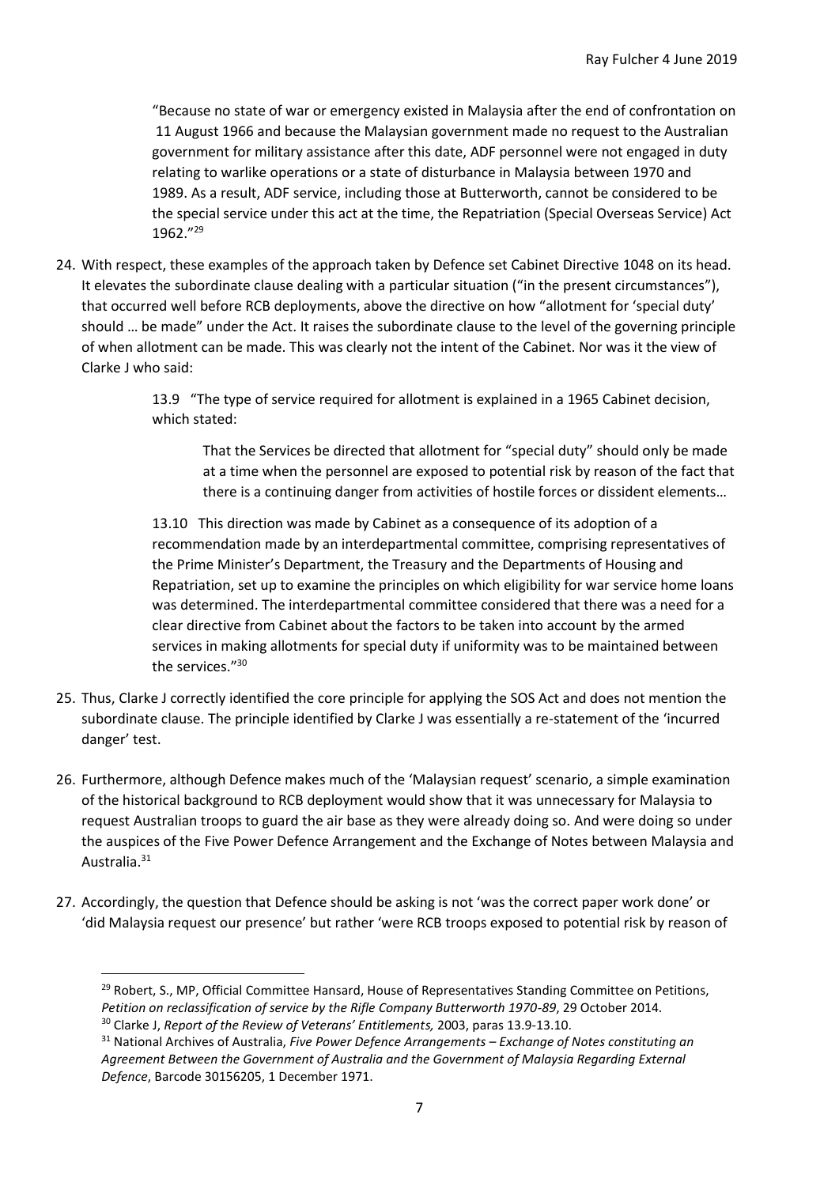> "Because no state of war or emergency existed in Malaysia after the end of confrontation on 11 August 1966 and because the Malaysian government made no request to the Australian government for military assistance after this date, ADF personnel were not engaged in duty relating to warlike operations or a state of disturbance in Malaysia between 1970 and 1989. As a result, ADF service, including those at Butterworth, cannot be considered to be the special service under this act at the time, the Repatriation (Special Overseas Service) Act 1962."[29]

24. With respect, these examples of the approach taken by Defence set Cabinet Directive 1048 on its head. It elevates the subordinate clause dealing with a particular situation ("in the present circumstances"), that occurred well before RCB deployments, above the directive on how "allotment for 'special duty' should … be made" under the Act. It raises the subordinate clause to the level of the governing principle of when allotment can be made. This was clearly not the intent of the Cabinet. Nor was it the view of Clarke J who said:

> 13.9 "The type of service required for allotment is explained in a 1965 Cabinet decision, which stated:
>
> > That the Services be directed that allotment for "special duty" should only be made at a time when the personnel are exposed to potential risk by reason of the fact that there is a continuing danger from activities of hostile forces or dissident elements…
>
> 13.10 This direction was made by Cabinet as a consequence of its adoption of a recommendation made by an interdepartmental committee, comprising representatives of the Prime Minister's Department, the Treasury and the Departments of Housing and Repatriation, set up to examine the principles on which eligibility for war service home loans was determined. The interdepartmental committee considered that there was a need for a clear directive from Cabinet about the factors to be taken into account by the armed services in making allotments for special duty if uniformity was to be maintained between the services."[30]

25. Thus, Clarke J correctly identified the core principle for applying the SOS Act and does not mention the subordinate clause. The principle identified by Clarke J was essentially a re-statement of the 'incurred danger' test.

26. Furthermore, although Defence makes much of the 'Malaysian request' scenario, a simple examination of the historical background to RCB deployment would show that it was unnecessary for Malaysia to request Australian troops to guard the air base as they were already doing so. And were doing so under the auspices of the Five Power Defence Arrangement and the Exchange of Notes between Malaysia and Australia.[31]

27. Accordingly, the question that Defence should be asking is not 'was the correct paper work done' or 'did Malaysia request our presence' but rather 'were RCB troops exposed to potential risk by reason of

---

[29] Robert, S., MP, Official Committee Hansard, House of Representatives Standing Committee on Petitions, *Petition on reclassification of service by the Rifle Company Butterworth 1970-89*, 29 October 2014.

[30] Clarke J, *Report of the Review of Veterans' Entitlements,* 2003, paras 13.9-13.10.

[31] National Archives of Australia, *Five Power Defence Arrangements – Exchange of Notes constituting an Agreement Between the Government of Australia and the Government of Malaysia Regarding External Defence*, Barcode 30156205, 1 December 1971.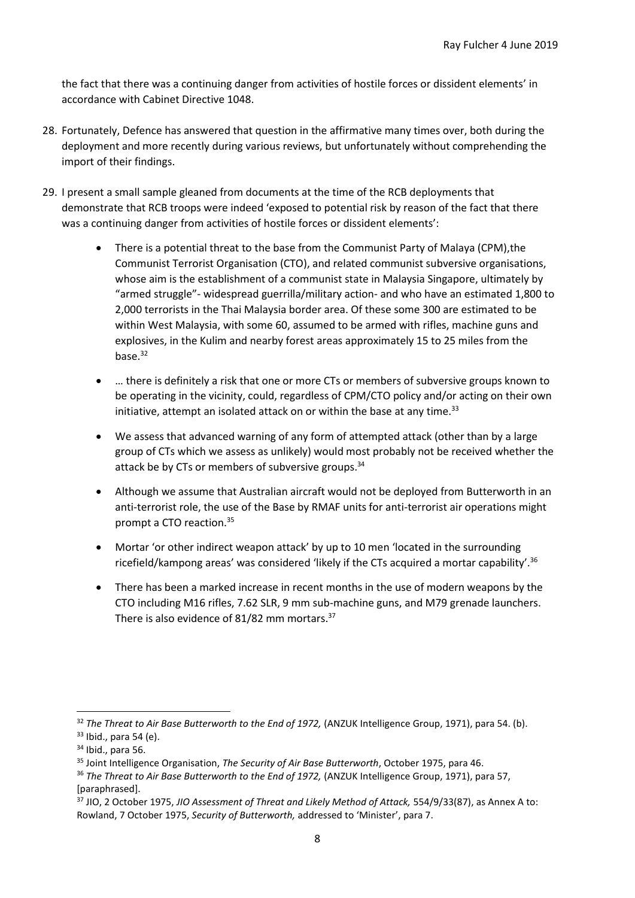the fact that there was a continuing danger from activities of hostile forces or dissident elements' in accordance with Cabinet Directive 1048.

28. Fortunately, Defence has answered that question in the affirmative many times over, both during the deployment and more recently during various reviews, but unfortunately without comprehending the import of their findings.

29. I present a small sample gleaned from documents at the time of the RCB deployments that demonstrate that RCB troops were indeed 'exposed to potential risk by reason of the fact that there was a continuing danger from activities of hostile forces or dissident elements':

    - There is a potential threat to the base from the Communist Party of Malaya (CPM),the Communist Terrorist Organisation (CTO), and related communist subversive organisations, whose aim is the establishment of a communist state in Malaysia Singapore, ultimately by "armed struggle"- widespread guerrilla/military action- and who have an estimated 1,800 to 2,000 terrorists in the Thai Malaysia border area. Of these some 300 are estimated to be within West Malaysia, with some 60, assumed to be armed with rifles, machine guns and explosives, in the Kulim and nearby forest areas approximately 15 to 25 miles from the base.[32]
    - … there is definitely a risk that one or more CTs or members of subversive groups known to be operating in the vicinity, could, regardless of CPM/CTO policy and/or acting on their own initiative, attempt an isolated attack on or within the base at any time.[33]
    - We assess that advanced warning of any form of attempted attack (other than by a large group of CTs which we assess as unlikely) would most probably not be received whether the attack be by CTs or members of subversive groups.[34]
    - Although we assume that Australian aircraft would not be deployed from Butterworth in an anti-terrorist role, the use of the Base by RMAF units for anti-terrorist air operations might prompt a CTO reaction.[35]
    - Mortar 'or other indirect weapon attack' by up to 10 men 'located in the surrounding ricefield/kampong areas' was considered 'likely if the CTs acquired a mortar capability'.[36]
    - There has been a marked increase in recent months in the use of modern weapons by the CTO including M16 rifles, 7.62 SLR, 9 mm sub-machine guns, and M79 grenade launchers. There is also evidence of 81/82 mm mortars.[37]

---

[32] *The Threat to Air Base Butterworth to the End of 1972,* (ANZUK Intelligence Group, 1971), para 54. (b).

[33] Ibid., para 54 (e).

[34] Ibid., para 56.

[35] Joint Intelligence Organisation, *The Security of Air Base Butterworth*, October 1975, para 46.

[36] *The Threat to Air Base Butterworth to the End of 1972,* (ANZUK Intelligence Group, 1971), para 57, [paraphrased].

[37] JIO, 2 October 1975, *JIO Assessment of Threat and Likely Method of Attack,* 554/9/33(87), as Annex A to: Rowland, 7 October 1975, *Security of Butterworth,* addressed to 'Minister', para 7.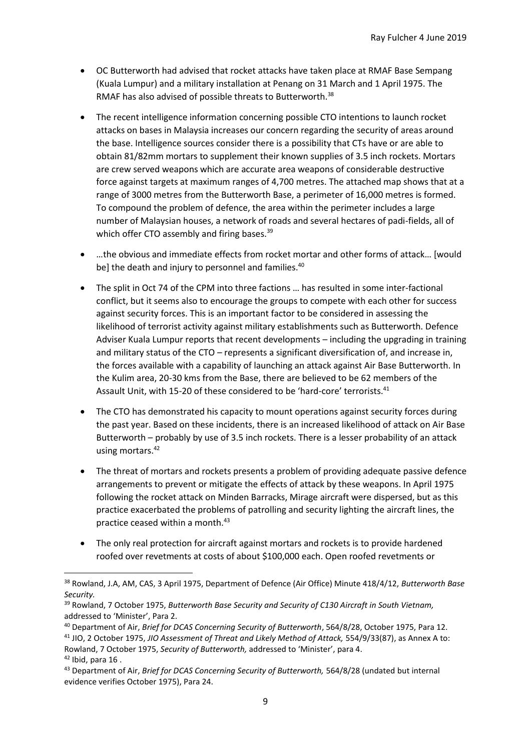- OC Butterworth had advised that rocket attacks have taken place at RMAF Base Sempang (Kuala Lumpur) and a military installation at Penang on 31 March and 1 April 1975. The RMAF has also advised of possible threats to Butterworth.[38]

- The recent intelligence information concerning possible CTO intentions to launch rocket attacks on bases in Malaysia increases our concern regarding the security of areas around the base. Intelligence sources consider there is a possibility that CTs have or are able to obtain 81/82mm mortars to supplement their known supplies of 3.5 inch rockets. Mortars are crew served weapons which are accurate area weapons of considerable destructive force against targets at maximum ranges of 4,700 metres. The attached map shows that at a range of 3000 metres from the Butterworth Base, a perimeter of 16,000 metres is formed. To compound the problem of defence, the area within the perimeter includes a large number of Malaysian houses, a network of roads and several hectares of padi-fields, all of which offer CTO assembly and firing bases.[39]

- …the obvious and immediate effects from rocket mortar and other forms of attack… [would be] the death and injury to personnel and families.[40]

- The split in Oct 74 of the CPM into three factions … has resulted in some inter-factional conflict, but it seems also to encourage the groups to compete with each other for success against security forces. This is an important factor to be considered in assessing the likelihood of terrorist activity against military establishments such as Butterworth. Defence Adviser Kuala Lumpur reports that recent developments – including the upgrading in training and military status of the CTO – represents a significant diversification of, and increase in, the forces available with a capability of launching an attack against Air Base Butterworth. In the Kulim area, 20-30 kms from the Base, there are believed to be 62 members of the Assault Unit, with 15-20 of these considered to be 'hard-core' terrorists.[41]

- The CTO has demonstrated his capacity to mount operations against security forces during the past year. Based on these incidents, there is an increased likelihood of attack on Air Base Butterworth – probably by use of 3.5 inch rockets. There is a lesser probability of an attack using mortars.[42]

- The threat of mortars and rockets presents a problem of providing adequate passive defence arrangements to prevent or mitigate the effects of attack by these weapons. In April 1975 following the rocket attack on Minden Barracks, Mirage aircraft were dispersed, but as this practice exacerbated the problems of patrolling and security lighting the aircraft lines, the practice ceased within a month.[43]

- The only real protection for aircraft against mortars and rockets is to provide hardened roofed over revetments at costs of about $100,000 each. Open roofed revetments or

---

[38] Rowland, J.A, AM, CAS, 3 April 1975, Department of Defence (Air Office) Minute 418/4/12, *Butterworth Base Security.*

[39] Rowland, 7 October 1975, *Butterworth Base Security and Security of C130 Aircraft in South Vietnam,* addressed to 'Minister', Para 2.

[40] Department of Air, *Brief for DCAS Concerning Security of Butterworth*, 564/8/28, October 1975, Para 12.

[41] JIO, 2 October 1975, *JIO Assessment of Threat and Likely Method of Attack,* 554/9/33(87), as Annex A to: Rowland, 7 October 1975, *Security of Butterworth,* addressed to 'Minister', para 4.

[42] Ibid, para 16 .

[43] Department of Air, *Brief for DCAS Concerning Security of Butterworth,* 564/8/28 (undated but internal evidence verifies October 1975), Para 24.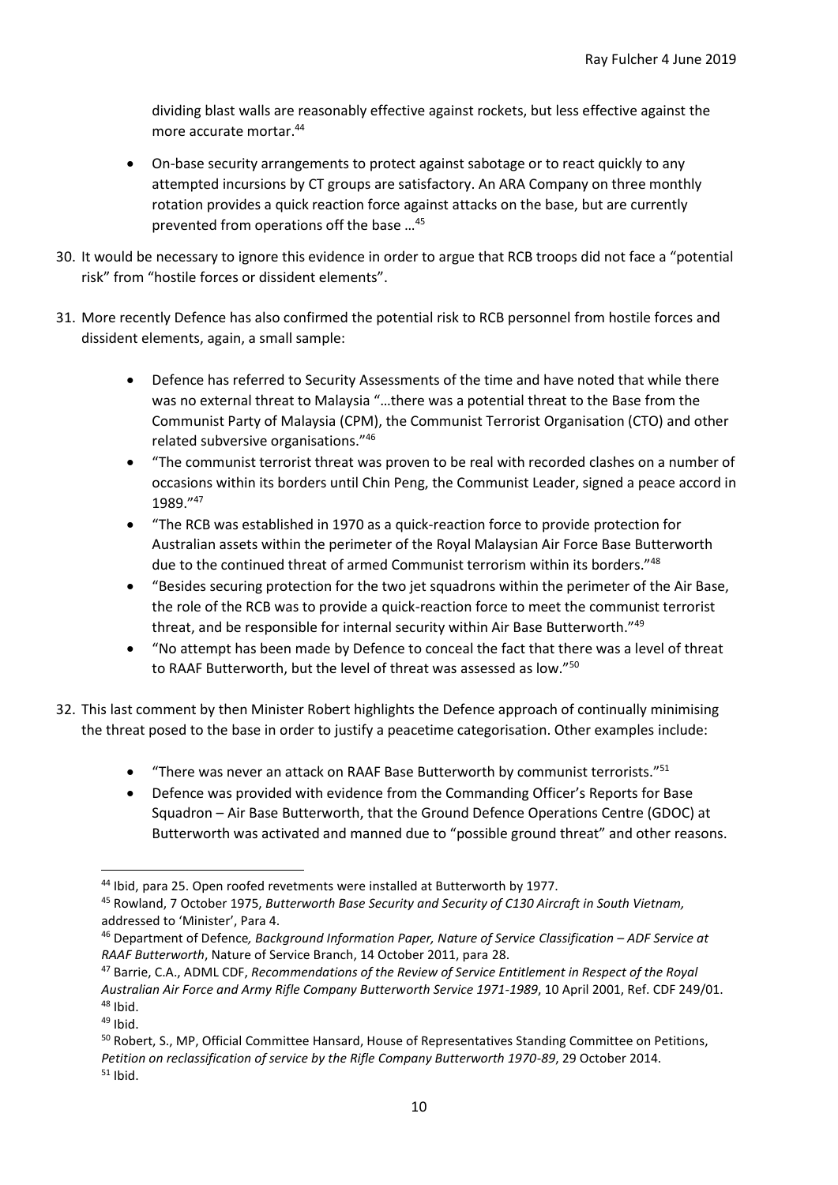dividing blast walls are reasonably effective against rockets, but less effective against the more accurate mortar.[44]

- On-base security arrangements to protect against sabotage or to react quickly to any attempted incursions by CT groups are satisfactory. An ARA Company on three monthly rotation provides a quick reaction force against attacks on the base, but are currently prevented from operations off the base …[45]

30. It would be necessary to ignore this evidence in order to argue that RCB troops did not face a "potential risk" from "hostile forces or dissident elements".

31. More recently Defence has also confirmed the potential risk to RCB personnel from hostile forces and dissident elements, again, a small sample:

    - Defence has referred to Security Assessments of the time and have noted that while there was no external threat to Malaysia "…there was a potential threat to the Base from the Communist Party of Malaysia (CPM), the Communist Terrorist Organisation (CTO) and other related subversive organisations."[46]
    - "The communist terrorist threat was proven to be real with recorded clashes on a number of occasions within its borders until Chin Peng, the Communist Leader, signed a peace accord in 1989."[47]
    - "The RCB was established in 1970 as a quick-reaction force to provide protection for Australian assets within the perimeter of the Royal Malaysian Air Force Base Butterworth due to the continued threat of armed Communist terrorism within its borders."[48]
    - "Besides securing protection for the two jet squadrons within the perimeter of the Air Base, the role of the RCB was to provide a quick-reaction force to meet the communist terrorist threat, and be responsible for internal security within Air Base Butterworth."[49]
    - "No attempt has been made by Defence to conceal the fact that there was a level of threat to RAAF Butterworth, but the level of threat was assessed as low."[50]

32. This last comment by then Minister Robert highlights the Defence approach of continually minimising the threat posed to the base in order to justify a peacetime categorisation. Other examples include:

    - "There was never an attack on RAAF Base Butterworth by communist terrorists."[51]
    - Defence was provided with evidence from the Commanding Officer's Reports for Base Squadron – Air Base Butterworth, that the Ground Defence Operations Centre (GDOC) at Butterworth was activated and manned due to "possible ground threat" and other reasons.

---

[44] Ibid, para 25. Open roofed revetments were installed at Butterworth by 1977.

[45] Rowland, 7 October 1975, *Butterworth Base Security and Security of C130 Aircraft in South Vietnam,* addressed to 'Minister', Para 4.

[46] Department of Defence*, Background Information Paper, Nature of Service Classification – ADF Service at RAAF Butterworth*, Nature of Service Branch, 14 October 2011, para 28.

[47] Barrie, C.A., ADML CDF, *Recommendations of the Review of Service Entitlement in Respect of the Royal Australian Air Force and Army Rifle Company Butterworth Service 1971-1989*, 10 April 2001, Ref. CDF 249/01.

[48] Ibid.

[49] Ibid.

[50] Robert, S., MP, Official Committee Hansard, House of Representatives Standing Committee on Petitions, *Petition on reclassification of service by the Rifle Company Butterworth 1970-89*, 29 October 2014.

[51] Ibid.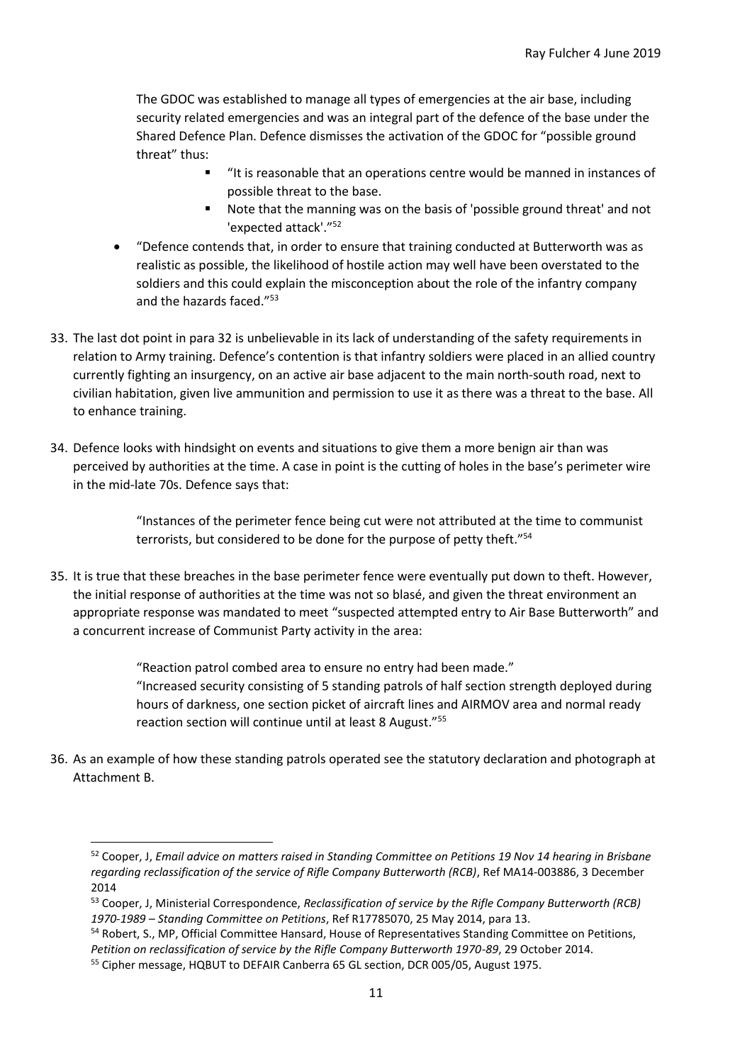The GDOC was established to manage all types of emergencies at the air base, including security related emergencies and was an integral part of the defence of the base under the Shared Defence Plan. Defence dismisses the activation of the GDOC for "possible ground threat" thus:

  - "It is reasonable that an operations centre would be manned in instances of possible threat to the base.
  - Note that the manning was on the basis of 'possible ground threat' and not 'expected attack'."[52]

- "Defence contends that, in order to ensure that training conducted at Butterworth was as realistic as possible, the likelihood of hostile action may well have been overstated to the soldiers and this could explain the misconception about the role of the infantry company and the hazards faced."[53]

33. The last dot point in para 32 is unbelievable in its lack of understanding of the safety requirements in relation to Army training. Defence's contention is that infantry soldiers were placed in an allied country currently fighting an insurgency, on an active air base adjacent to the main north-south road, next to civilian habitation, given live ammunition and permission to use it as there was a threat to the base. All to enhance training.

34. Defence looks with hindsight on events and situations to give them a more benign air than was perceived by authorities at the time. A case in point is the cutting of holes in the base's perimeter wire in the mid-late 70s. Defence says that:

> "Instances of the perimeter fence being cut were not attributed at the time to communist terrorists, but considered to be done for the purpose of petty theft."[54]

35. It is true that these breaches in the base perimeter fence were eventually put down to theft. However, the initial response of authorities at the time was not so blasé, and given the threat environment an appropriate response was mandated to meet "suspected attempted entry to Air Base Butterworth" and a concurrent increase of Communist Party activity in the area:

> "Reaction patrol combed area to ensure no entry had been made."
> "Increased security consisting of 5 standing patrols of half section strength deployed during hours of darkness, one section picket of aircraft lines and AIRMOV area and normal ready reaction section will continue until at least 8 August."[55]

36. As an example of how these standing patrols operated see the statutory declaration and photograph at Attachment B.

---

[52] Cooper, J, *Email advice on matters raised in Standing Committee on Petitions 19 Nov 14 hearing in Brisbane regarding reclassification of the service of Rifle Company Butterworth (RCB)*, Ref MA14-003886, 3 December 2014

[53] Cooper, J, Ministerial Correspondence, *Reclassification of service by the Rifle Company Butterworth (RCB) 1970-1989 – Standing Committee on Petitions*, Ref R17785070, 25 May 2014, para 13.

[54] Robert, S., MP, Official Committee Hansard, House of Representatives Standing Committee on Petitions, *Petition on reclassification of service by the Rifle Company Butterworth 1970-89*, 29 October 2014.

[55] Cipher message, HQBUT to DEFAIR Canberra 65 GL section, DCR 005/05, August 1975.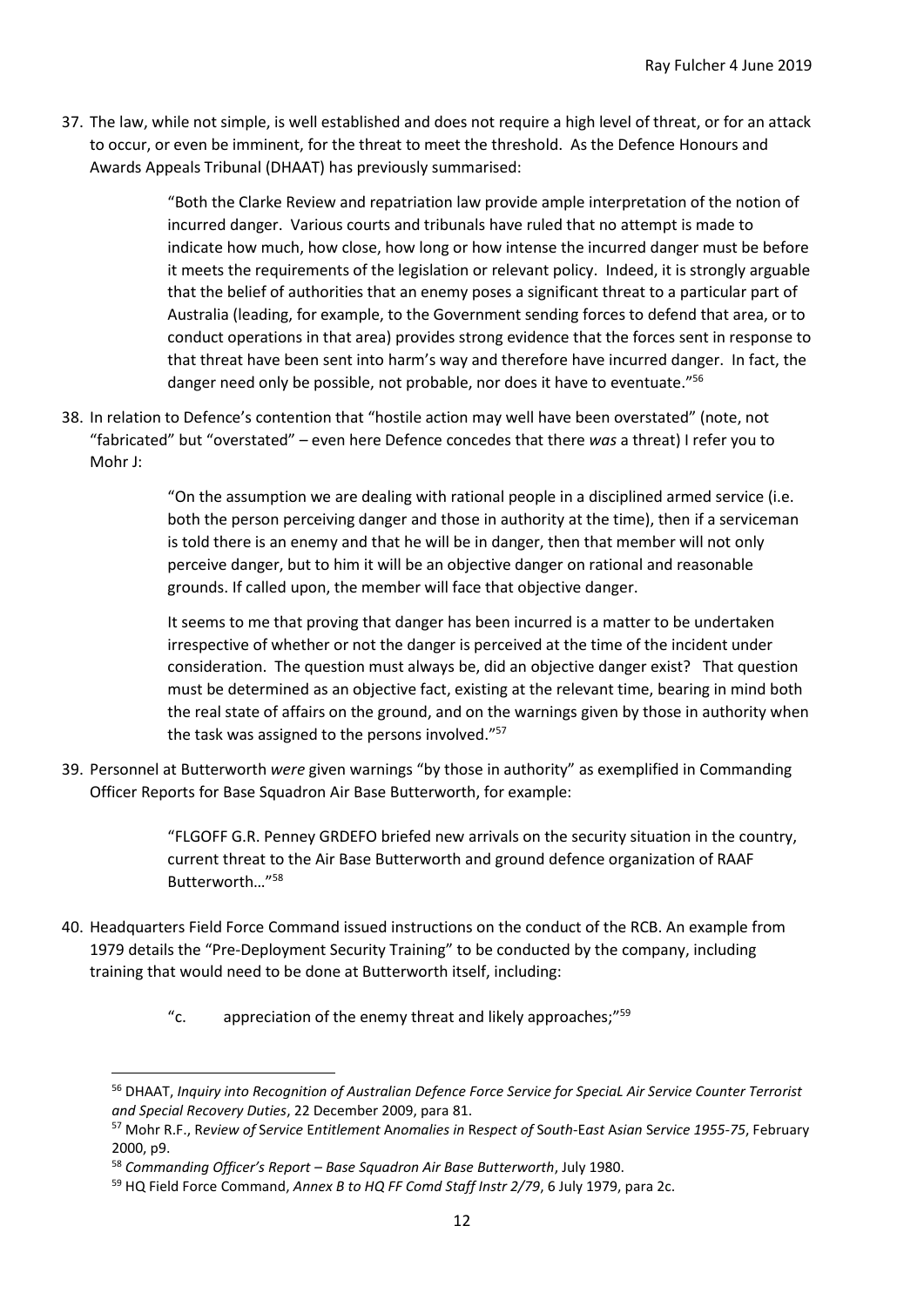37. The law, while not simple, is well established and does not require a high level of threat, or for an attack to occur, or even be imminent, for the threat to meet the threshold. As the Defence Honours and Awards Appeals Tribunal (DHAAT) has previously summarised:

> "Both the Clarke Review and repatriation law provide ample interpretation of the notion of incurred danger. Various courts and tribunals have ruled that no attempt is made to indicate how much, how close, how long or how intense the incurred danger must be before it meets the requirements of the legislation or relevant policy. Indeed, it is strongly arguable that the belief of authorities that an enemy poses a significant threat to a particular part of Australia (leading, for example, to the Government sending forces to defend that area, or to conduct operations in that area) provides strong evidence that the forces sent in response to that threat have been sent into harm's way and therefore have incurred danger. In fact, the danger need only be possible, not probable, nor does it have to eventuate."[56]

38. In relation to Defence's contention that "hostile action may well have been overstated" (note, not "fabricated" but "overstated" – even here Defence concedes that there *was* a threat) I refer you to Mohr J:

> "On the assumption we are dealing with rational people in a disciplined armed service (i.e. both the person perceiving danger and those in authority at the time), then if a serviceman is told there is an enemy and that he will be in danger, then that member will not only perceive danger, but to him it will be an objective danger on rational and reasonable grounds. If called upon, the member will face that objective danger.
>
> It seems to me that proving that danger has been incurred is a matter to be undertaken irrespective of whether or not the danger is perceived at the time of the incident under consideration. The question must always be, did an objective danger exist? That question must be determined as an objective fact, existing at the relevant time, bearing in mind both the real state of affairs on the ground, and on the warnings given by those in authority when the task was assigned to the persons involved."[57]

39. Personnel at Butterworth *were* given warnings "by those in authority" as exemplified in Commanding Officer Reports for Base Squadron Air Base Butterworth, for example:

> "FLGOFF G.R. Penney GRDEFO briefed new arrivals on the security situation in the country, current threat to the Air Base Butterworth and ground defence organization of RAAF Butterworth…"[58]

40. Headquarters Field Force Command issued instructions on the conduct of the RCB. An example from 1979 details the "Pre-Deployment Security Training" to be conducted by the company, including training that would need to be done at Butterworth itself, including:

> "c. appreciation of the enemy threat and likely approaches;"[59]

---

[56] DHAAT, *Inquiry into Recognition of Australian Defence Force Service for SpeciaL Air Service Counter Terrorist and Special Recovery Duties*, 22 December 2009, para 81.

[57] Mohr R.F., R*eview of* S*ervice* E*ntitlement* A*nomalies in* R*espect of* S*outh*-E*ast* A*sian* S*ervice 1955-75*, February 2000, p9.

[58] *Commanding Officer's Report – Base Squadron Air Base Butterworth*, July 1980.

[59] HQ Field Force Command, *Annex B to HQ FF Comd Staff Instr 2/79*, 6 July 1979, para 2c.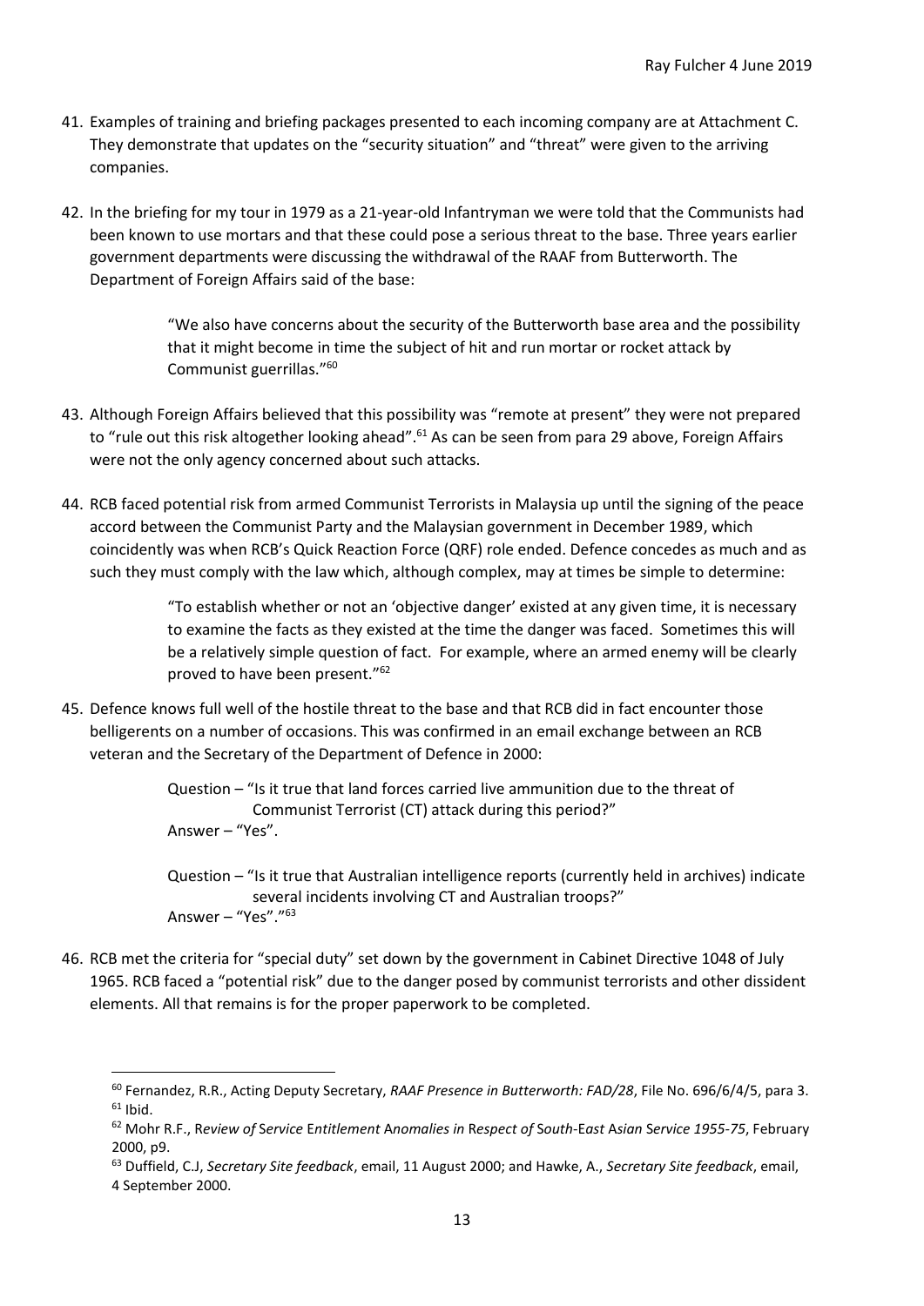41. Examples of training and briefing packages presented to each incoming company are at Attachment C. They demonstrate that updates on the "security situation" and "threat" were given to the arriving companies.

42. In the briefing for my tour in 1979 as a 21-year-old Infantryman we were told that the Communists had been known to use mortars and that these could pose a serious threat to the base. Three years earlier government departments were discussing the withdrawal of the RAAF from Butterworth. The Department of Foreign Affairs said of the base:

> "We also have concerns about the security of the Butterworth base area and the possibility that it might become in time the subject of hit and run mortar or rocket attack by Communist guerrillas."[60]

43. Although Foreign Affairs believed that this possibility was "remote at present" they were not prepared to "rule out this risk altogether looking ahead".[61] As can be seen from para 29 above, Foreign Affairs were not the only agency concerned about such attacks.

44. RCB faced potential risk from armed Communist Terrorists in Malaysia up until the signing of the peace accord between the Communist Party and the Malaysian government in December 1989, which coincidently was when RCB's Quick Reaction Force (QRF) role ended. Defence concedes as much and as such they must comply with the law which, although complex, may at times be simple to determine:

> "To establish whether or not an 'objective danger' existed at any given time, it is necessary to examine the facts as they existed at the time the danger was faced. Sometimes this will be a relatively simple question of fact. For example, where an armed enemy will be clearly proved to have been present."[62]

45. Defence knows full well of the hostile threat to the base and that RCB did in fact encounter those belligerents on a number of occasions. This was confirmed in an email exchange between an RCB veteran and the Secretary of the Department of Defence in 2000:

> Question – "Is it true that land forces carried live ammunition due to the threat of Communist Terrorist (CT) attack during this period?"
> Answer – "Yes".
>
> Question – "Is it true that Australian intelligence reports (currently held in archives) indicate several incidents involving CT and Australian troops?"
> Answer – "Yes"."[63]

46. RCB met the criteria for "special duty" set down by the government in Cabinet Directive 1048 of July 1965. RCB faced a "potential risk" due to the danger posed by communist terrorists and other dissident elements. All that remains is for the proper paperwork to be completed.

---

[60] Fernandez, R.R., Acting Deputy Secretary, *RAAF Presence in Butterworth: FAD/28*, File No. 696/6/4/5, para 3.

[61] Ibid.

[62] Mohr R.F., *Review of Service Entitlement Anomalies in Respect of South-East Asian Service 1955-75*, February 2000, p9.

[63] Duffield, C.J, *Secretary Site feedback*, email, 11 August 2000; and Hawke, A., *Secretary Site feedback*, email, 4 September 2000.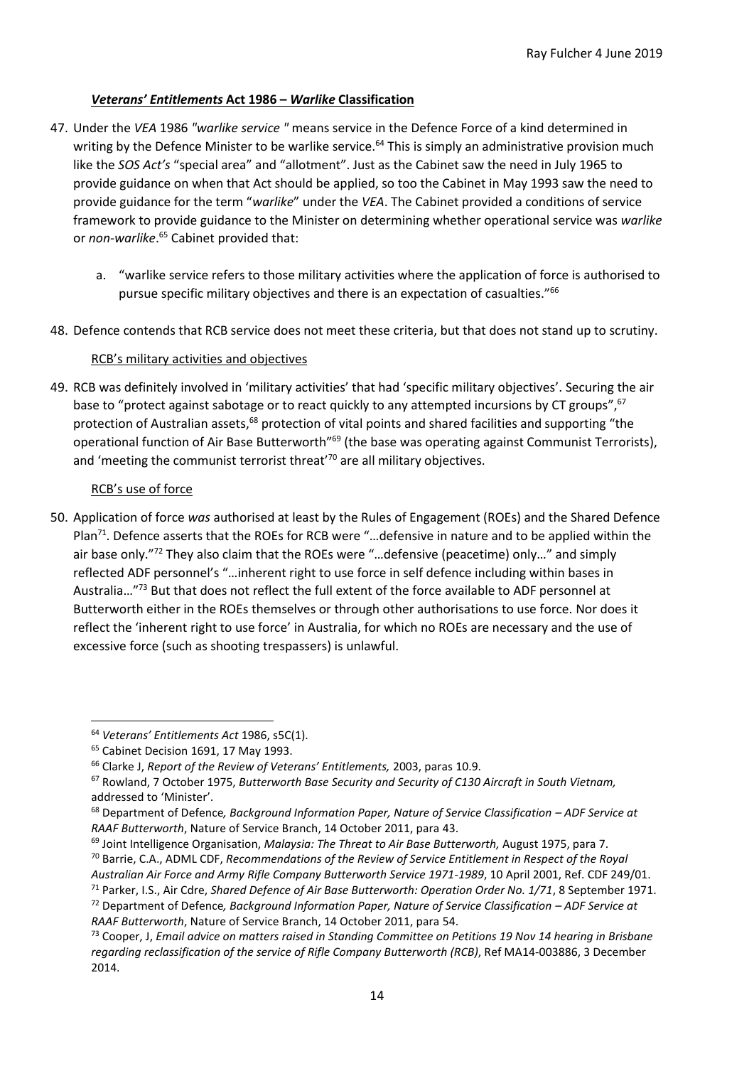### ***Veterans' Entitlements* Act 1986 – *Warlike* Classification**

47. Under the *VEA* 1986 *"warlike service "* means service in the Defence Force of a kind determined in writing by the Defence Minister to be warlike service.[64] This is simply an administrative provision much like the *SOS Act's* "special area" and "allotment". Just as the Cabinet saw the need in July 1965 to provide guidance on when that Act should be applied, so too the Cabinet in May 1993 saw the need to provide guidance for the term "*warlike*" under the *VEA*. The Cabinet provided a conditions of service framework to provide guidance to the Minister on determining whether operational service was *warlike* or *non-warlike*.[65] Cabinet provided that:

    a. "warlike service refers to those military activities where the application of force is authorised to pursue specific military objectives and there is an expectation of casualties."[66]

48. Defence contends that RCB service does not meet these criteria, but that does not stand up to scrutiny.

RCB's military activities and objectives

49. RCB was definitely involved in 'military activities' that had 'specific military objectives'. Securing the air base to "protect against sabotage or to react quickly to any attempted incursions by CT groups",[67] protection of Australian assets,[68] protection of vital points and shared facilities and supporting "the operational function of Air Base Butterworth"[69] (the base was operating against Communist Terrorists), and 'meeting the communist terrorist threat'[70] are all military objectives.

RCB's use of force

50. Application of force *was* authorised at least by the Rules of Engagement (ROEs) and the Shared Defence Plan[71]. Defence asserts that the ROEs for RCB were "…defensive in nature and to be applied within the air base only."[72] They also claim that the ROEs were "…defensive (peacetime) only…" and simply reflected ADF personnel's "…inherent right to use force in self defence including within bases in Australia…"[73] But that does not reflect the full extent of the force available to ADF personnel at Butterworth either in the ROEs themselves or through other authorisations to use force. Nor does it reflect the 'inherent right to use force' in Australia, for which no ROEs are necessary and the use of excessive force (such as shooting trespassers) is unlawful.

---

[64] *Veterans' Entitlements Act* 1986, s5C(1).

[65] Cabinet Decision 1691, 17 May 1993.

[66] Clarke J, *Report of the Review of Veterans' Entitlements,* 2003, paras 10.9.

[67] Rowland, 7 October 1975, *Butterworth Base Security and Security of C130 Aircraft in South Vietnam,* addressed to 'Minister'.

[68] Department of Defence*, Background Information Paper, Nature of Service Classification – ADF Service at RAAF Butterworth*, Nature of Service Branch, 14 October 2011, para 43.

[69] Joint Intelligence Organisation, *Malaysia: The Threat to Air Base Butterworth,* August 1975, para 7.

[70] Barrie, C.A., ADML CDF, *Recommendations of the Review of Service Entitlement in Respect of the Royal Australian Air Force and Army Rifle Company Butterworth Service 1971-1989*, 10 April 2001, Ref. CDF 249/01.

[71] Parker, I.S., Air Cdre, *Shared Defence of Air Base Butterworth: Operation Order No. 1/71*, 8 September 1971.

[72] Department of Defence*, Background Information Paper, Nature of Service Classification – ADF Service at RAAF Butterworth*, Nature of Service Branch, 14 October 2011, para 54.

[73] Cooper, J, *Email advice on matters raised in Standing Committee on Petitions 19 Nov 14 hearing in Brisbane regarding reclassification of the service of Rifle Company Butterworth (RCB)*, Ref MA14-003886, 3 December 2014.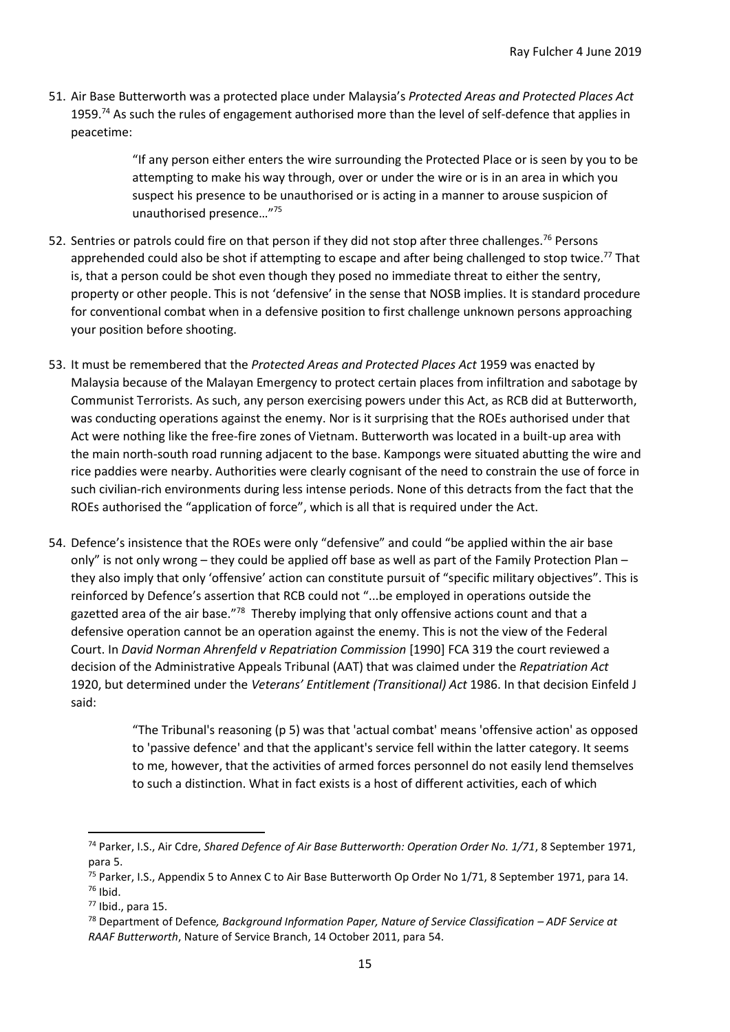51. Air Base Butterworth was a protected place under Malaysia's *Protected Areas and Protected Places Act* 1959.[74] As such the rules of engagement authorised more than the level of self-defence that applies in peacetime:

    > "If any person either enters the wire surrounding the Protected Place or is seen by you to be attempting to make his way through, over or under the wire or is in an area in which you suspect his presence to be unauthorised or is acting in a manner to arouse suspicion of unauthorised presence…"[75]

52. Sentries or patrols could fire on that person if they did not stop after three challenges.[76] Persons apprehended could also be shot if attempting to escape and after being challenged to stop twice.[77] That is, that a person could be shot even though they posed no immediate threat to either the sentry, property or other people. This is not 'defensive' in the sense that NOSB implies. It is standard procedure for conventional combat when in a defensive position to first challenge unknown persons approaching your position before shooting.

53. It must be remembered that the *Protected Areas and Protected Places Act* 1959 was enacted by Malaysia because of the Malayan Emergency to protect certain places from infiltration and sabotage by Communist Terrorists. As such, any person exercising powers under this Act, as RCB did at Butterworth, was conducting operations against the enemy. Nor is it surprising that the ROEs authorised under that Act were nothing like the free-fire zones of Vietnam. Butterworth was located in a built-up area with the main north-south road running adjacent to the base. Kampongs were situated abutting the wire and rice paddies were nearby. Authorities were clearly cognisant of the need to constrain the use of force in such civilian-rich environments during less intense periods. None of this detracts from the fact that the ROEs authorised the "application of force", which is all that is required under the Act.

54. Defence's insistence that the ROEs were only "defensive" and could "be applied within the air base only" is not only wrong – they could be applied off base as well as part of the Family Protection Plan – they also imply that only 'offensive' action can constitute pursuit of "specific military objectives". This is reinforced by Defence's assertion that RCB could not "...be employed in operations outside the gazetted area of the air base."[78] Thereby implying that only offensive actions count and that a defensive operation cannot be an operation against the enemy. This is not the view of the Federal Court. In *David Norman Ahrenfeld v Repatriation Commission* [1990] FCA 319 the court reviewed a decision of the Administrative Appeals Tribunal (AAT) that was claimed under the *Repatriation Act* 1920, but determined under the *Veterans' Entitlement (Transitional) Act* 1986. In that decision Einfeld J said:

    > "The Tribunal's reasoning (p 5) was that 'actual combat' means 'offensive action' as opposed to 'passive defence' and that the applicant's service fell within the latter category. It seems to me, however, that the activities of armed forces personnel do not easily lend themselves to such a distinction. What in fact exists is a host of different activities, each of which

---

[74] Parker, I.S., Air Cdre, *Shared Defence of Air Base Butterworth: Operation Order No. 1/71*, 8 September 1971, para 5.

[75] Parker, I.S., Appendix 5 to Annex C to Air Base Butterworth Op Order No 1/71, 8 September 1971, para 14.

[76] Ibid.

[77] Ibid., para 15.

[78] Department of Defence*, Background Information Paper, Nature of Service Classification – ADF Service at RAAF Butterworth*, Nature of Service Branch, 14 October 2011, para 54.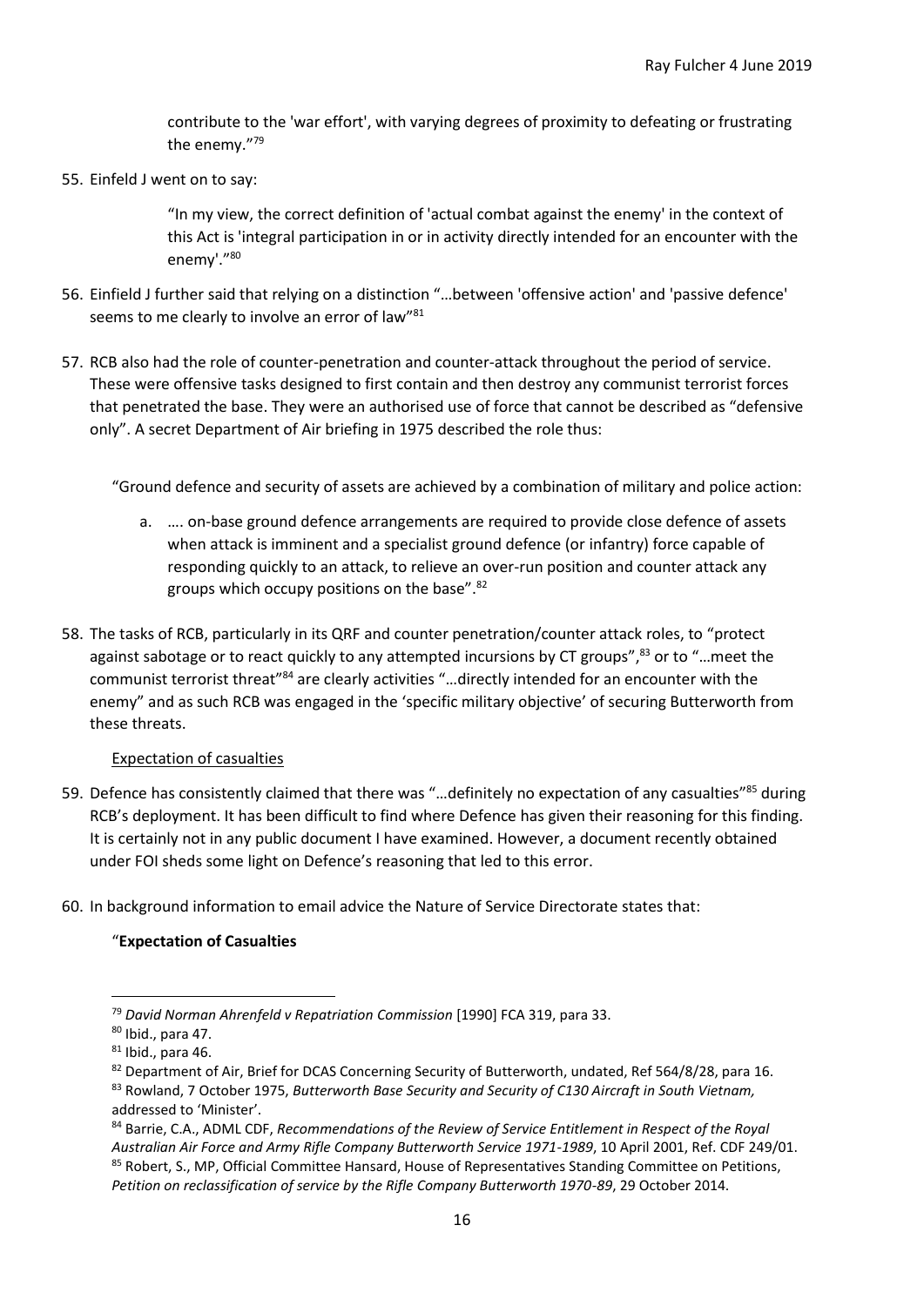contribute to the 'war effort', with varying degrees of proximity to defeating or frustrating the enemy."[79]

55. Einfeld J went on to say:

> "In my view, the correct definition of 'actual combat against the enemy' in the context of this Act is 'integral participation in or in activity directly intended for an encounter with the enemy'."[80]

56. Einfield J further said that relying on a distinction "…between 'offensive action' and 'passive defence' seems to me clearly to involve an error of law"[81]

57. RCB also had the role of counter-penetration and counter-attack throughout the period of service. These were offensive tasks designed to first contain and then destroy any communist terrorist forces that penetrated the base. They were an authorised use of force that cannot be described as "defensive only". A secret Department of Air briefing in 1975 described the role thus:

"Ground defence and security of assets are achieved by a combination of military and police action:

a. …. on-base ground defence arrangements are required to provide close defence of assets when attack is imminent and a specialist ground defence (or infantry) force capable of responding quickly to an attack, to relieve an over-run position and counter attack any groups which occupy positions on the base".[82]

58. The tasks of RCB, particularly in its QRF and counter penetration/counter attack roles, to "protect against sabotage or to react quickly to any attempted incursions by CT groups",[83] or to "…meet the communist terrorist threat"[84] are clearly activities "…directly intended for an encounter with the enemy" and as such RCB was engaged in the 'specific military objective' of securing Butterworth from these threats.

<u>Expectation of casualties</u>

59. Defence has consistently claimed that there was "…definitely no expectation of any casualties"[85] during RCB's deployment. It has been difficult to find where Defence has given their reasoning for this finding. It is certainly not in any public document I have examined. However, a document recently obtained under FOI sheds some light on Defence's reasoning that led to this error.

60. In background information to email advice the Nature of Service Directorate states that:

"**Expectation of Casualties**

---

[79] *David Norman Ahrenfeld v Repatriation Commission* [1990] FCA 319, para 33.

[80] Ibid., para 47.

[81] Ibid., para 46.

[82] Department of Air, Brief for DCAS Concerning Security of Butterworth, undated, Ref 564/8/28, para 16.

[83] Rowland, 7 October 1975, *Butterworth Base Security and Security of C130 Aircraft in South Vietnam,* addressed to 'Minister'.

[84] Barrie, C.A., ADML CDF, *Recommendations of the Review of Service Entitlement in Respect of the Royal Australian Air Force and Army Rifle Company Butterworth Service 1971-1989*, 10 April 2001, Ref. CDF 249/01.

[85] Robert, S., MP, Official Committee Hansard, House of Representatives Standing Committee on Petitions, *Petition on reclassification of service by the Rifle Company Butterworth 1970-89*, 29 October 2014.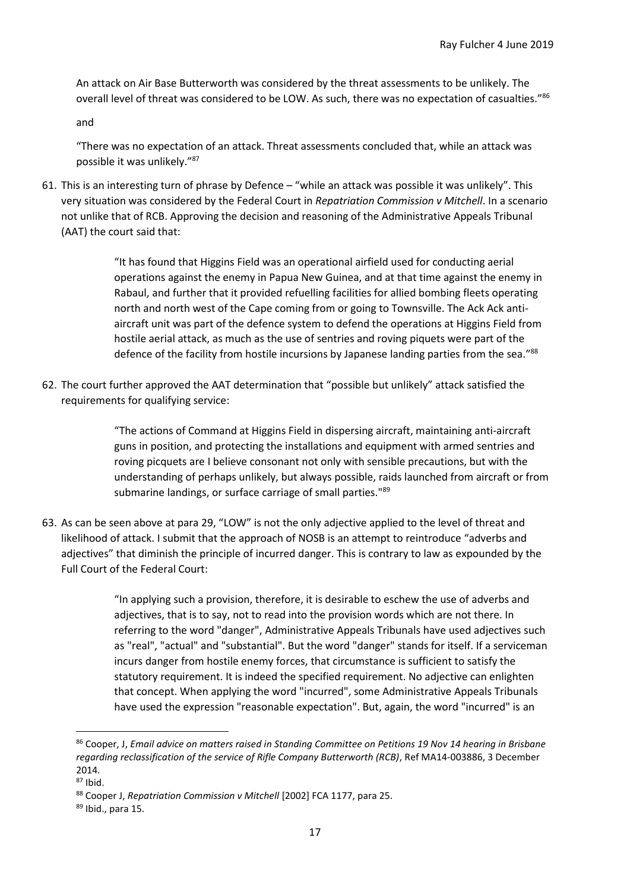An attack on Air Base Butterworth was considered by the threat assessments to be unlikely. The overall level of threat was considered to be LOW. As such, there was no expectation of casualties."[86]

and

"There was no expectation of an attack. Threat assessments concluded that, while an attack was possible it was unlikely."[87]

61. This is an interesting turn of phrase by Defence – "while an attack was possible it was unlikely". This very situation was considered by the Federal Court in *Repatriation Commission v Mitchell*. In a scenario not unlike that of RCB. Approving the decision and reasoning of the Administrative Appeals Tribunal (AAT) the court said that:

> "It has found that Higgins Field was an operational airfield used for conducting aerial operations against the enemy in Papua New Guinea, and at that time against the enemy in Rabaul, and further that it provided refuelling facilities for allied bombing fleets operating north and north west of the Cape coming from or going to Townsville. The Ack Ack anti-aircraft unit was part of the defence system to defend the operations at Higgins Field from hostile aerial attack, as much as the use of sentries and roving piquets were part of the defence of the facility from hostile incursions by Japanese landing parties from the sea."[88]

62. The court further approved the AAT determination that "possible but unlikely" attack satisfied the requirements for qualifying service:

> "The actions of Command at Higgins Field in dispersing aircraft, maintaining anti-aircraft guns in position, and protecting the installations and equipment with armed sentries and roving picquets are I believe consonant not only with sensible precautions, but with the understanding of perhaps unlikely, but always possible, raids launched from aircraft or from submarine landings, or surface carriage of small parties."[89]

63. As can be seen above at para 29, "LOW" is not the only adjective applied to the level of threat and likelihood of attack. I submit that the approach of NOSB is an attempt to reintroduce "adverbs and adjectives" that diminish the principle of incurred danger. This is contrary to law as expounded by the Full Court of the Federal Court:

> "In applying such a provision, therefore, it is desirable to eschew the use of adverbs and adjectives, that is to say, not to read into the provision words which are not there. In referring to the word "danger", Administrative Appeals Tribunals have used adjectives such as "real", "actual" and "substantial". But the word "danger" stands for itself. If a serviceman incurs danger from hostile enemy forces, that circumstance is sufficient to satisfy the statutory requirement. It is indeed the specified requirement. No adjective can enlighten that concept. When applying the word "incurred", some Administrative Appeals Tribunals have used the expression "reasonable expectation". But, again, the word "incurred" is an

---

[86] Cooper, J, *Email advice on matters raised in Standing Committee on Petitions 19 Nov 14 hearing in Brisbane regarding reclassification of the service of Rifle Company Butterworth (RCB)*, Ref MA14-003886, 3 December 2014.

[87] Ibid.

[88] Cooper J, *Repatriation Commission v Mitchell* [2002] FCA 1177, para 25.

[89] Ibid., para 15.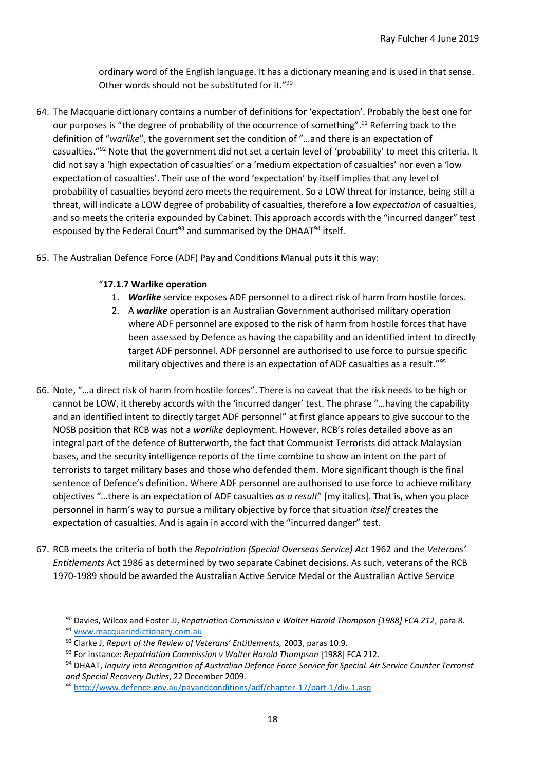ordinary word of the English language. It has a dictionary meaning and is used in that sense. Other words should not be substituted for it."[90]

64. The Macquarie dictionary contains a number of definitions for 'expectation'. Probably the best one for our purposes is "the degree of probability of the occurrence of something".[91] Referring back to the definition of "*warlike*", the government set the condition of "…and there is an expectation of casualties."[92] Note that the government did not set a certain level of 'probability' to meet this criteria. It did not say a 'high expectation of casualties' or a 'medium expectation of casualties' nor even a 'low expectation of casualties'. Their use of the word 'expectation' by itself implies that any level of probability of casualties beyond zero meets the requirement. So a LOW threat for instance, being still a threat, will indicate a LOW degree of probability of casualties, therefore a low *expectation* of casualties, and so meets the criteria expounded by Cabinet. This approach accords with the "incurred danger" test espoused by the Federal Court[93] and summarised by the DHAAT[94] itself.

65. The Australian Defence Force (ADF) Pay and Conditions Manual puts it this way:

   "**17.1.7 Warlike operation**
   1. ***Warlike*** service exposes ADF personnel to a direct risk of harm from hostile forces.
   2. A ***warlike*** operation is an Australian Government authorised military operation where ADF personnel are exposed to the risk of harm from hostile forces that have been assessed by Defence as having the capability and an identified intent to directly target ADF personnel. ADF personnel are authorised to use force to pursue specific military objectives and there is an expectation of ADF casualties as a result."[95]

66. Note, "…a direct risk of harm from hostile forces". There is no caveat that the risk needs to be high or cannot be LOW, it thereby accords with the 'incurred danger' test. The phrase "…having the capability and an identified intent to directly target ADF personnel" at first glance appears to give succour to the NOSB position that RCB was not a *warlike* deployment. However, RCB's roles detailed above as an integral part of the defence of Butterworth, the fact that Communist Terrorists did attack Malaysian bases, and the security intelligence reports of the time combine to show an intent on the part of terrorists to target military bases and those who defended them. More significant though is the final sentence of Defence's definition. Where ADF personnel are authorised to use force to achieve military objectives "…there is an expectation of ADF casualties *as a result*" [my italics]. That is, when you place personnel in harm's way to pursue a military objective by force that situation *itself* creates the expectation of casualties. And is again in accord with the "incurred danger" test.

67. RCB meets the criteria of both the *Repatriation (Special Overseas Service) Act* 1962 and the *Veterans' Entitlements* Act 1986 as determined by two separate Cabinet decisions. As such, veterans of the RCB 1970-1989 should be awarded the Australian Active Service Medal or the Australian Active Service

---

[90] Davies, Wilcox and Foster JJ, *Repatriation Commission v Walter Harold Thompson [1988] FCA 212*, para 8.

[91] www.macquariedictionary.com.au

[92] Clarke J, *Report of the Review of Veterans' Entitlements,* 2003, paras 10.9.

[93] For instance: *Repatriation Commission v Walter Harold Thompson* [1988] FCA 212.

[94] DHAAT, *Inquiry into Recognition of Australian Defence Force Service for SpeciaL Air Service Counter Terrorist and Special Recovery Duties*, 22 December 2009.

[95] http://www.defence.gov.au/payandconditions/adf/chapter-17/part-1/div-1.asp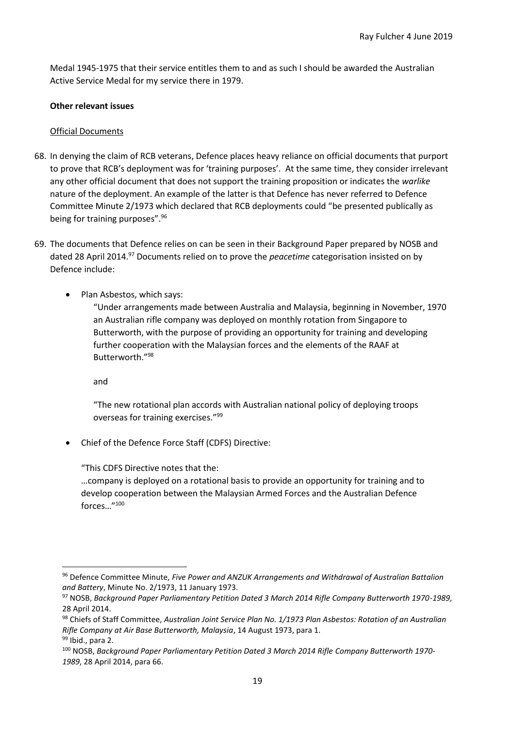Medal 1945-1975 that their service entitles them to and as such I should be awarded the Australian Active Service Medal for my service there in 1979.

**Other relevant issues**

Official Documents

68. In denying the claim of RCB veterans, Defence places heavy reliance on official documents that purport to prove that RCB's deployment was for 'training purposes'. At the same time, they consider irrelevant any other official document that does not support the training proposition or indicates the *warlike* nature of the deployment. An example of the latter is that Defence has never referred to Defence Committee Minute 2/1973 which declared that RCB deployments could "be presented publically as being for training purposes".[96]

69. The documents that Defence relies on can be seen in their Background Paper prepared by NOSB and dated 28 April 2014.[97] Documents relied on to prove the *peacetime* categorisation insisted on by Defence include:

   - Plan Asbestos, which says:

     "Under arrangements made between Australia and Malaysia, beginning in November, 1970 an Australian rifle company was deployed on monthly rotation from Singapore to Butterworth, with the purpose of providing an opportunity for training and developing further cooperation with the Malaysian forces and the elements of the RAAF at Butterworth."[98]

     and

     "The new rotational plan accords with Australian national policy of deploying troops overseas for training exercises."[99]

   - Chief of the Defence Force Staff (CDFS) Directive:

     "This CDFS Directive notes that the:
     …company is deployed on a rotational basis to provide an opportunity for training and to develop cooperation between the Malaysian Armed Forces and the Australian Defence forces…"[100]

---

[96] Defence Committee Minute, *Five Power and ANZUK Arrangements and Withdrawal of Australian Battalion and Battery*, Minute No. 2/1973, 11 January 1973.

[97] NOSB, *Background Paper Parliamentary Petition Dated 3 March 2014 Rifle Company Butterworth 1970-1989*, 28 April 2014.

[98] Chiefs of Staff Committee, *Australian Joint Service Plan No. 1/1973 Plan Asbestos: Rotation of an Australian Rifle Company at Air Base Butterworth, Malaysia*, 14 August 1973, para 1.

[99] Ibid., para 2.

[100] NOSB, *Background Paper Parliamentary Petition Dated 3 March 2014 Rifle Company Butterworth 1970-1989*, 28 April 2014, para 66.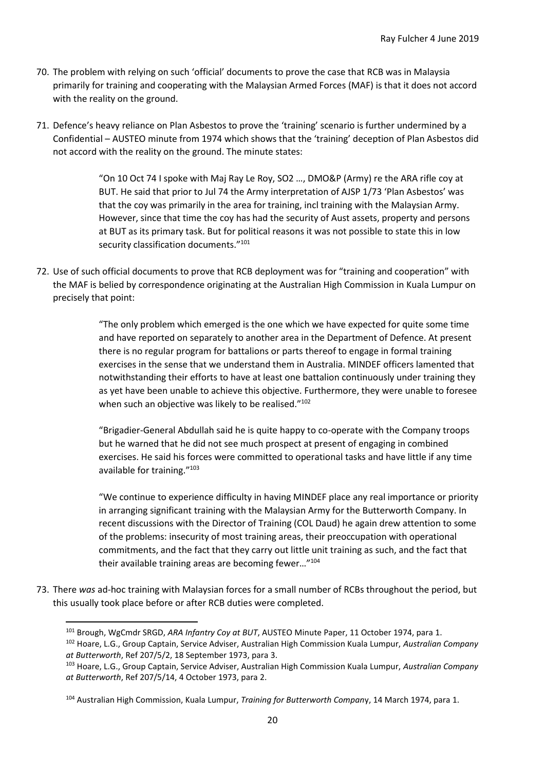70. The problem with relying on such 'official' documents to prove the case that RCB was in Malaysia primarily for training and cooperating with the Malaysian Armed Forces (MAF) is that it does not accord with the reality on the ground.

71. Defence's heavy reliance on Plan Asbestos to prove the 'training' scenario is further undermined by a Confidential – AUSTEO minute from 1974 which shows that the 'training' deception of Plan Asbestos did not accord with the reality on the ground. The minute states:

> "On 10 Oct 74 I spoke with Maj Ray Le Roy, SO2 …, DMO&P (Army) re the ARA rifle coy at BUT. He said that prior to Jul 74 the Army interpretation of AJSP 1/73 'Plan Asbestos' was that the coy was primarily in the area for training, incl training with the Malaysian Army. However, since that time the coy has had the security of Aust assets, property and persons at BUT as its primary task. But for political reasons it was not possible to state this in low security classification documents."[101]

72. Use of such official documents to prove that RCB deployment was for "training and cooperation" with the MAF is belied by correspondence originating at the Australian High Commission in Kuala Lumpur on precisely that point:

> "The only problem which emerged is the one which we have expected for quite some time and have reported on separately to another area in the Department of Defence. At present there is no regular program for battalions or parts thereof to engage in formal training exercises in the sense that we understand them in Australia. MINDEF officers lamented that notwithstanding their efforts to have at least one battalion continuously under training they as yet have been unable to achieve this objective. Furthermore, they were unable to foresee when such an objective was likely to be realised."[102]

> "Brigadier-General Abdullah said he is quite happy to co-operate with the Company troops but he warned that he did not see much prospect at present of engaging in combined exercises. He said his forces were committed to operational tasks and have little if any time available for training."[103]

> "We continue to experience difficulty in having MINDEF place any real importance or priority in arranging significant training with the Malaysian Army for the Butterworth Company. In recent discussions with the Director of Training (COL Daud) he again drew attention to some of the problems: insecurity of most training areas, their preoccupation with operational commitments, and the fact that they carry out little unit training as such, and the fact that their available training areas are becoming fewer…"[104]

73. There *was* ad-hoc training with Malaysian forces for a small number of RCBs throughout the period, but this usually took place before or after RCB duties were completed.

---

[101] Brough, WgCmdr SRGD, *ARA Infantry Coy at BUT*, AUSTEO Minute Paper, 11 October 1974, para 1.

[102] Hoare, L.G., Group Captain, Service Adviser, Australian High Commission Kuala Lumpur, *Australian Company at Butterworth*, Ref 207/5/2, 18 September 1973, para 3.

[103] Hoare, L.G., Group Captain, Service Adviser, Australian High Commission Kuala Lumpur, *Australian Company at Butterworth*, Ref 207/5/14, 4 October 1973, para 2.

[104] Australian High Commission, Kuala Lumpur, *Training for Butterworth Company*, 14 March 1974, para 1.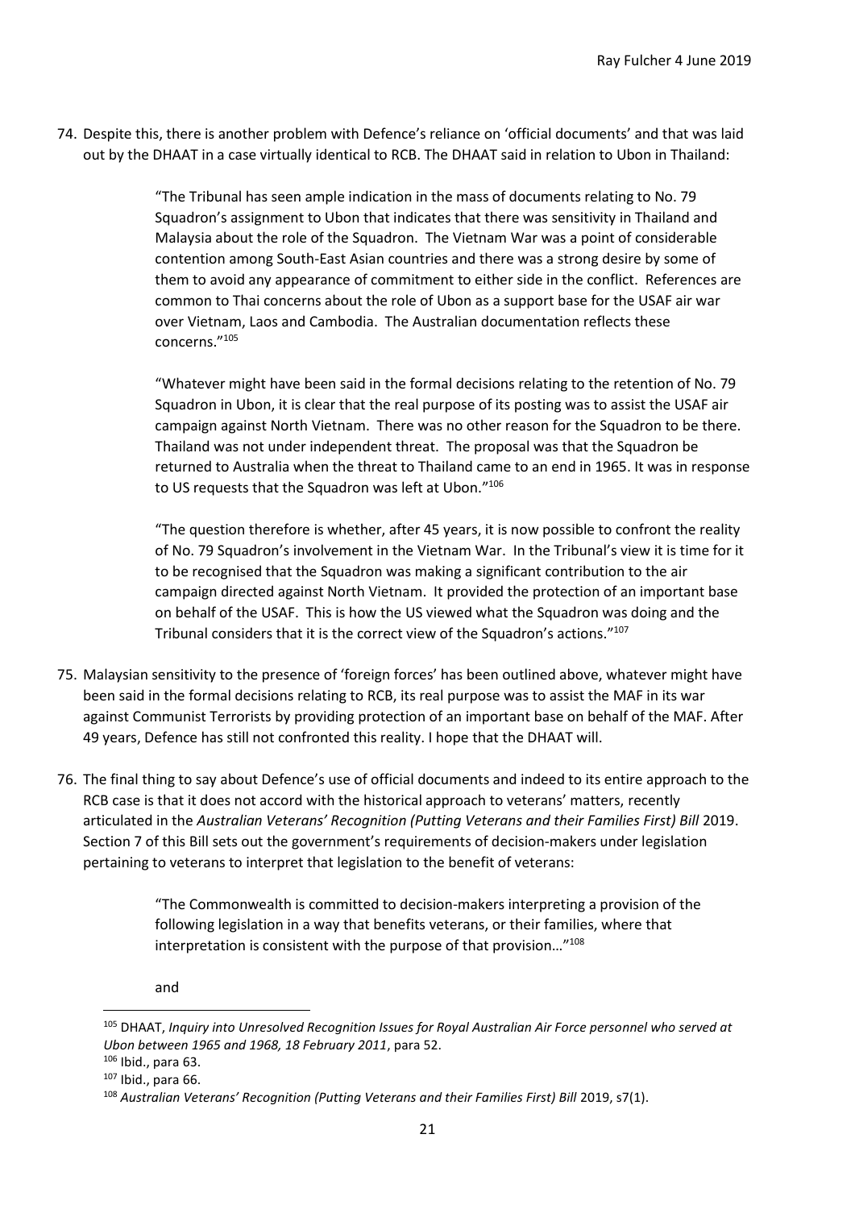74. Despite this, there is another problem with Defence's reliance on 'official documents' and that was laid out by the DHAAT in a case virtually identical to RCB. The DHAAT said in relation to Ubon in Thailand:

> "The Tribunal has seen ample indication in the mass of documents relating to No. 79 Squadron's assignment to Ubon that indicates that there was sensitivity in Thailand and Malaysia about the role of the Squadron. The Vietnam War was a point of considerable contention among South-East Asian countries and there was a strong desire by some of them to avoid any appearance of commitment to either side in the conflict. References are common to Thai concerns about the role of Ubon as a support base for the USAF air war over Vietnam, Laos and Cambodia. The Australian documentation reflects these concerns."[105]
>
> "Whatever might have been said in the formal decisions relating to the retention of No. 79 Squadron in Ubon, it is clear that the real purpose of its posting was to assist the USAF air campaign against North Vietnam. There was no other reason for the Squadron to be there. Thailand was not under independent threat. The proposal was that the Squadron be returned to Australia when the threat to Thailand came to an end in 1965. It was in response to US requests that the Squadron was left at Ubon."[106]
>
> "The question therefore is whether, after 45 years, it is now possible to confront the reality of No. 79 Squadron's involvement in the Vietnam War. In the Tribunal's view it is time for it to be recognised that the Squadron was making a significant contribution to the air campaign directed against North Vietnam. It provided the protection of an important base on behalf of the USAF. This is how the US viewed what the Squadron was doing and the Tribunal considers that it is the correct view of the Squadron's actions."[107]

75. Malaysian sensitivity to the presence of 'foreign forces' has been outlined above, whatever might have been said in the formal decisions relating to RCB, its real purpose was to assist the MAF in its war against Communist Terrorists by providing protection of an important base on behalf of the MAF. After 49 years, Defence has still not confronted this reality. I hope that the DHAAT will.

76. The final thing to say about Defence's use of official documents and indeed to its entire approach to the RCB case is that it does not accord with the historical approach to veterans' matters, recently articulated in the *Australian Veterans' Recognition (Putting Veterans and their Families First) Bill* 2019. Section 7 of this Bill sets out the government's requirements of decision-makers under legislation pertaining to veterans to interpret that legislation to the benefit of veterans:

> "The Commonwealth is committed to decision-makers interpreting a provision of the following legislation in a way that benefits veterans, or their families, where that interpretation is consistent with the purpose of that provision…"[108]
>
> and

---

[105] DHAAT, *Inquiry into Unresolved Recognition Issues for Royal Australian Air Force personnel who served at Ubon between 1965 and 1968, 18 February 2011*, para 52.

[106] Ibid., para 63.

[107] Ibid., para 66.

[108] *Australian Veterans' Recognition (Putting Veterans and their Families First) Bill* 2019, s7(1).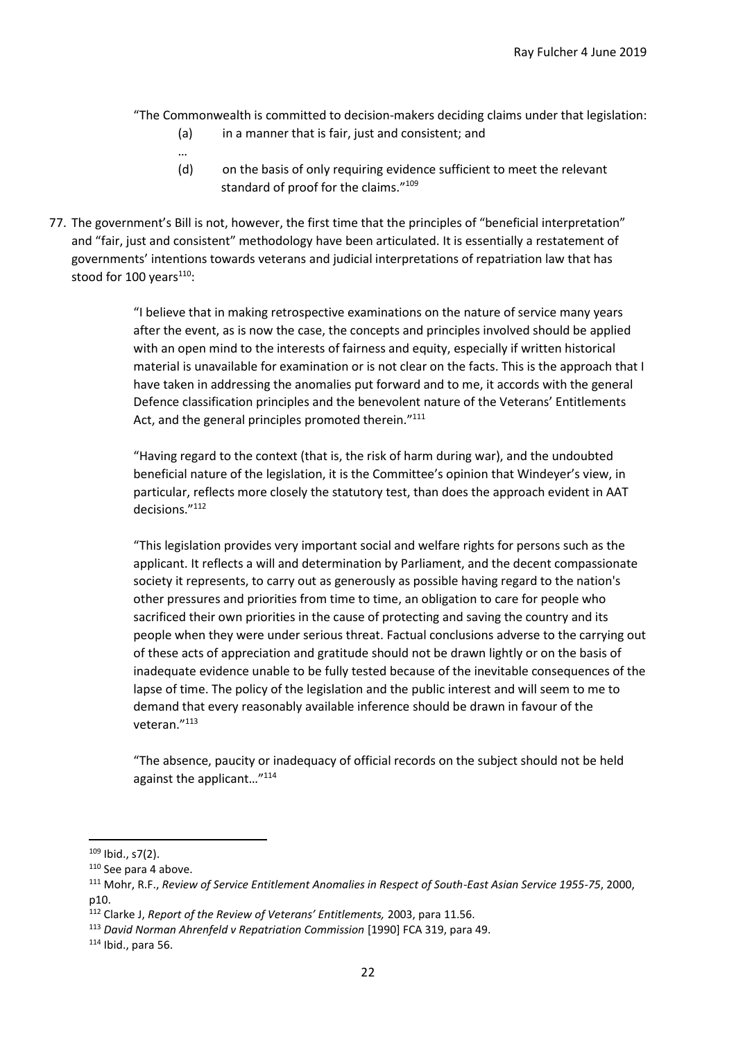"The Commonwealth is committed to decision-makers deciding claims under that legislation:

> (a) in a manner that is fair, just and consistent; and
>
> …
>
> (d) on the basis of only requiring evidence sufficient to meet the relevant standard of proof for the claims."[109]

77. The government's Bill is not, however, the first time that the principles of "beneficial interpretation" and "fair, just and consistent" methodology have been articulated. It is essentially a restatement of governments' intentions towards veterans and judicial interpretations of repatriation law that has stood for 100 years[110]:

> "I believe that in making retrospective examinations on the nature of service many years after the event, as is now the case, the concepts and principles involved should be applied with an open mind to the interests of fairness and equity, especially if written historical material is unavailable for examination or is not clear on the facts. This is the approach that I have taken in addressing the anomalies put forward and to me, it accords with the general Defence classification principles and the benevolent nature of the Veterans' Entitlements Act, and the general principles promoted therein."[111]
>
> "Having regard to the context (that is, the risk of harm during war), and the undoubted beneficial nature of the legislation, it is the Committee's opinion that Windeyer's view, in particular, reflects more closely the statutory test, than does the approach evident in AAT decisions."[112]
>
> "This legislation provides very important social and welfare rights for persons such as the applicant. It reflects a will and determination by Parliament, and the decent compassionate society it represents, to carry out as generously as possible having regard to the nation's other pressures and priorities from time to time, an obligation to care for people who sacrificed their own priorities in the cause of protecting and saving the country and its people when they were under serious threat. Factual conclusions adverse to the carrying out of these acts of appreciation and gratitude should not be drawn lightly or on the basis of inadequate evidence unable to be fully tested because of the inevitable consequences of the lapse of time. The policy of the legislation and the public interest and will seem to me to demand that every reasonably available inference should be drawn in favour of the veteran."[113]
>
> "The absence, paucity or inadequacy of official records on the subject should not be held against the applicant…"[114]

---

[109] Ibid., s7(2).

[110] See para 4 above.

[111] Mohr, R.F., *Review of Service Entitlement Anomalies in Respect of South-East Asian Service 1955-75*, 2000, p10.

[112] Clarke J, *Report of the Review of Veterans' Entitlements,* 2003, para 11.56.

[113] *David Norman Ahrenfeld v Repatriation Commission* [1990] FCA 319, para 49.

[114] Ibid., para 56.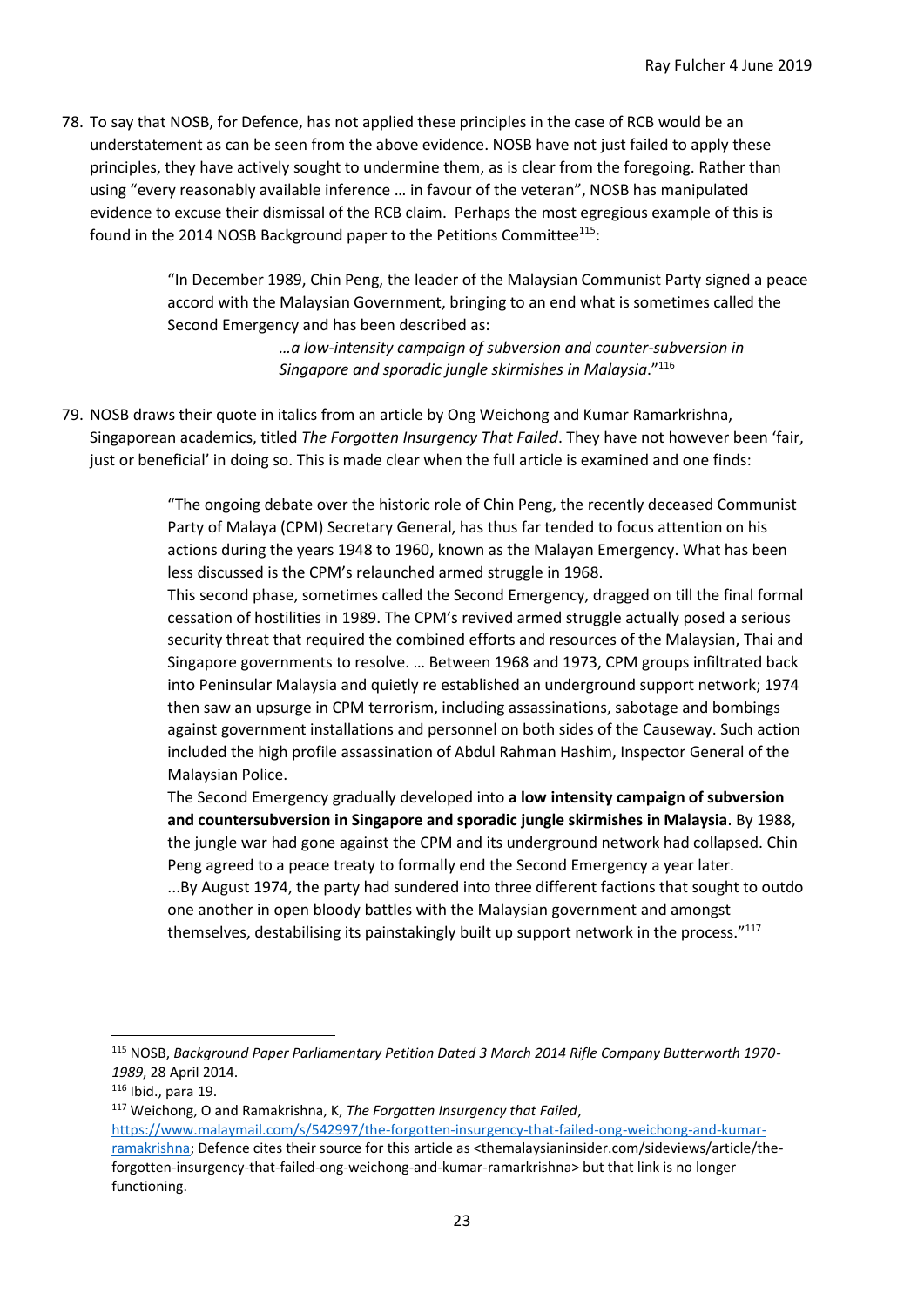78. To say that NOSB, for Defence, has not applied these principles in the case of RCB would be an understatement as can be seen from the above evidence. NOSB have not just failed to apply these principles, they have actively sought to undermine them, as is clear from the foregoing. Rather than using "every reasonably available inference … in favour of the veteran", NOSB has manipulated evidence to excuse their dismissal of the RCB claim. Perhaps the most egregious example of this is found in the 2014 NOSB Background paper to the Petitions Committee[115]:

> "In December 1989, Chin Peng, the leader of the Malaysian Communist Party signed a peace accord with the Malaysian Government, bringing to an end what is sometimes called the Second Emergency and has been described as:
>
> > *…a low-intensity campaign of subversion and counter-subversion in Singapore and sporadic jungle skirmishes in Malaysia*."[116]

79. NOSB draws their quote in italics from an article by Ong Weichong and Kumar Ramarkrishna, Singaporean academics, titled *The Forgotten Insurgency That Failed*. They have not however been 'fair, just or beneficial' in doing so. This is made clear when the full article is examined and one finds:

> "The ongoing debate over the historic role of Chin Peng, the recently deceased Communist Party of Malaya (CPM) Secretary General, has thus far tended to focus attention on his actions during the years 1948 to 1960, known as the Malayan Emergency. What has been less discussed is the CPM's relaunched armed struggle in 1968.
>
> This second phase, sometimes called the Second Emergency, dragged on till the final formal cessation of hostilities in 1989. The CPM's revived armed struggle actually posed a serious security threat that required the combined efforts and resources of the Malaysian, Thai and Singapore governments to resolve. … Between 1968 and 1973, CPM groups infiltrated back into Peninsular Malaysia and quietly re established an underground support network; 1974 then saw an upsurge in CPM terrorism, including assassinations, sabotage and bombings against government installations and personnel on both sides of the Causeway. Such action included the high profile assassination of Abdul Rahman Hashim, Inspector General of the Malaysian Police.
>
> The Second Emergency gradually developed into **a low intensity campaign of subversion and countersubversion in Singapore and sporadic jungle skirmishes in Malaysia**. By 1988, the jungle war had gone against the CPM and its underground network had collapsed. Chin Peng agreed to a peace treaty to formally end the Second Emergency a year later.
>
> ...By August 1974, the party had sundered into three different factions that sought to outdo one another in open bloody battles with the Malaysian government and amongst themselves, destabilising its painstakingly built up support network in the process."[117]

---

[115] NOSB, *Background Paper Parliamentary Petition Dated 3 March 2014 Rifle Company Butterworth 1970-1989*, 28 April 2014.

[116] Ibid., para 19.

[117] Weichong, O and Ramakrishna, K, *The Forgotten Insurgency that Failed*, https://www.malaymail.com/s/542997/the-forgotten-insurgency-that-failed-ong-weichong-and-kumar-ramakrishna; Defence cites their source for this article as <themalaysianinsider.com/sideviews/article/the-forgotten-insurgency-that-failed-ong-weichong-and-kumar-ramarkrishna> but that link is no longer functioning.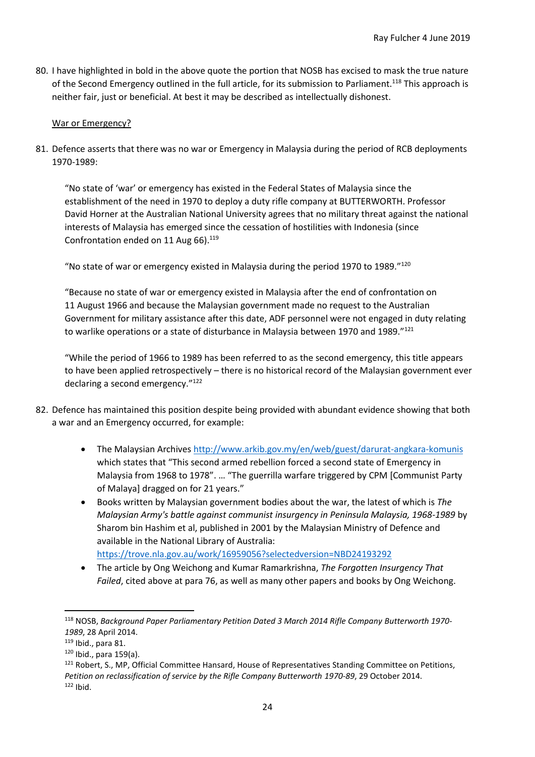80. I have highlighted in bold in the above quote the portion that NOSB has excised to mask the true nature of the Second Emergency outlined in the full article, for its submission to Parliament.[118] This approach is neither fair, just or beneficial. At best it may be described as intellectually dishonest.

War or Emergency?

81. Defence asserts that there was no war or Emergency in Malaysia during the period of RCB deployments 1970-1989:

   "No state of 'war' or emergency has existed in the Federal States of Malaysia since the establishment of the need in 1970 to deploy a duty rifle company at BUTTERWORTH. Professor David Horner at the Australian National University agrees that no military threat against the national interests of Malaysia has emerged since the cessation of hostilities with Indonesia (since Confrontation ended on 11 Aug 66).[119]

   "No state of war or emergency existed in Malaysia during the period 1970 to 1989."[120]

   "Because no state of war or emergency existed in Malaysia after the end of confrontation on 11 August 1966 and because the Malaysian government made no request to the Australian Government for military assistance after this date, ADF personnel were not engaged in duty relating to warlike operations or a state of disturbance in Malaysia between 1970 and 1989."[121]

   "While the period of 1966 to 1989 has been referred to as the second emergency, this title appears to have been applied retrospectively – there is no historical record of the Malaysian government ever declaring a second emergency."[122]

82. Defence has maintained this position despite being provided with abundant evidence showing that both a war and an Emergency occurred, for example:

   - The Malaysian Archives http://www.arkib.gov.my/en/web/guest/darurat-angkara-komunis which states that "This second armed rebellion forced a second state of Emergency in Malaysia from 1968 to 1978". … "The guerrilla warfare triggered by CPM [Communist Party of Malaya] dragged on for 21 years."
   - Books written by Malaysian government bodies about the war, the latest of which is *The Malaysian Army's battle against communist insurgency in Peninsula Malaysia, 1968-1989* by Sharom bin Hashim et al, published in 2001 by the Malaysian Ministry of Defence and available in the National Library of Australia: https://trove.nla.gov.au/work/16959056?selectedversion=NBD24193292
   - The article by Ong Weichong and Kumar Ramarkrishna, *The Forgotten Insurgency That Failed*, cited above at para 76, as well as many other papers and books by Ong Weichong.

---

[118] NOSB, *Background Paper Parliamentary Petition Dated 3 March 2014 Rifle Company Butterworth 1970-1989*, 28 April 2014.

[119] Ibid., para 81.

[120] Ibid., para 159(a).

[121] Robert, S., MP, Official Committee Hansard, House of Representatives Standing Committee on Petitions, *Petition on reclassification of service by the Rifle Company Butterworth 1970-89*, 29 October 2014.

[122] Ibid.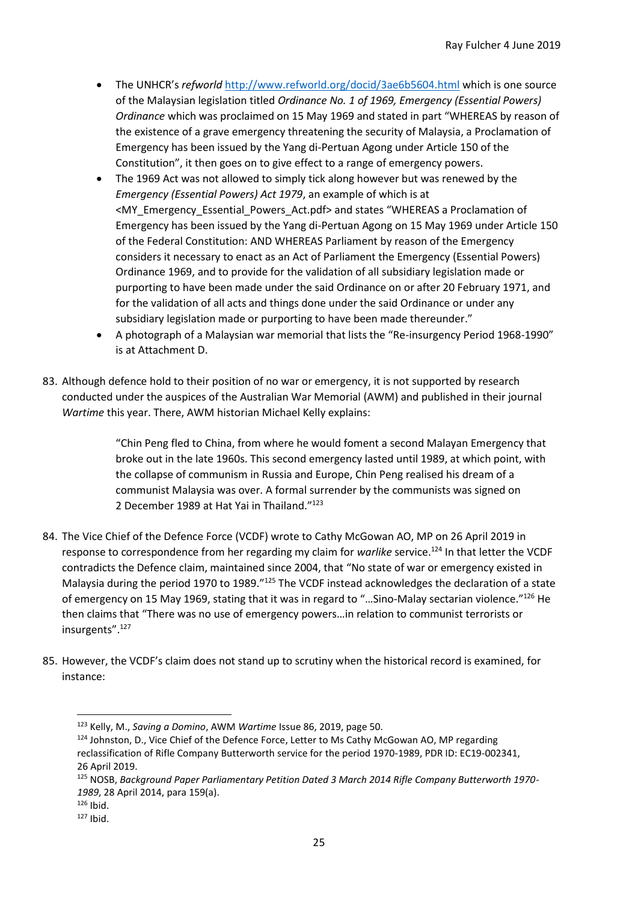- The UNHCR's *refworld* http://www.refworld.org/docid/3ae6b5604.html which is one source of the Malaysian legislation titled *Ordinance No. 1 of 1969, Emergency (Essential Powers) Ordinance* which was proclaimed on 15 May 1969 and stated in part "WHEREAS by reason of the existence of a grave emergency threatening the security of Malaysia, a Proclamation of Emergency has been issued by the Yang di-Pertuan Agong under Article 150 of the Constitution", it then goes on to give effect to a range of emergency powers.
- The 1969 Act was not allowed to simply tick along however but was renewed by the *Emergency (Essential Powers) Act 1979*, an example of which is at <MY_Emergency_Essential_Powers_Act.pdf> and states "WHEREAS a Proclamation of Emergency has been issued by the Yang di-Pertuan Agong on 15 May 1969 under Article 150 of the Federal Constitution: AND WHEREAS Parliament by reason of the Emergency considers it necessary to enact as an Act of Parliament the Emergency (Essential Powers) Ordinance 1969, and to provide for the validation of all subsidiary legislation made or purporting to have been made under the said Ordinance on or after 20 February 1971, and for the validation of all acts and things done under the said Ordinance or under any subsidiary legislation made or purporting to have been made thereunder."
- A photograph of a Malaysian war memorial that lists the "Re-insurgency Period 1968-1990" is at Attachment D.

83. Although defence hold to their position of no war or emergency, it is not supported by research conducted under the auspices of the Australian War Memorial (AWM) and published in their journal *Wartime* this year. There, AWM historian Michael Kelly explains:

> "Chin Peng fled to China, from where he would foment a second Malayan Emergency that broke out in the late 1960s. This second emergency lasted until 1989, at which point, with the collapse of communism in Russia and Europe, Chin Peng realised his dream of a communist Malaysia was over. A formal surrender by the communists was signed on 2 December 1989 at Hat Yai in Thailand."[123]

84. The Vice Chief of the Defence Force (VCDF) wrote to Cathy McGowan AO, MP on 26 April 2019 in response to correspondence from her regarding my claim for *warlike* service.[124] In that letter the VCDF contradicts the Defence claim, maintained since 2004, that "No state of war or emergency existed in Malaysia during the period 1970 to 1989."[125] The VCDF instead acknowledges the declaration of a state of emergency on 15 May 1969, stating that it was in regard to "…Sino-Malay sectarian violence."[126] He then claims that "There was no use of emergency powers…in relation to communist terrorists or insurgents".[127]

85. However, the VCDF's claim does not stand up to scrutiny when the historical record is examined, for instance:

---

[123] Kelly, M., *Saving a Domino*, AWM *Wartime* Issue 86, 2019, page 50.

[124] Johnston, D., Vice Chief of the Defence Force, Letter to Ms Cathy McGowan AO, MP regarding reclassification of Rifle Company Butterworth service for the period 1970-1989, PDR ID: EC19-002341, 26 April 2019.

[125] NOSB, *Background Paper Parliamentary Petition Dated 3 March 2014 Rifle Company Butterworth 1970-1989*, 28 April 2014, para 159(a).

[126] Ibid.

[127] Ibid.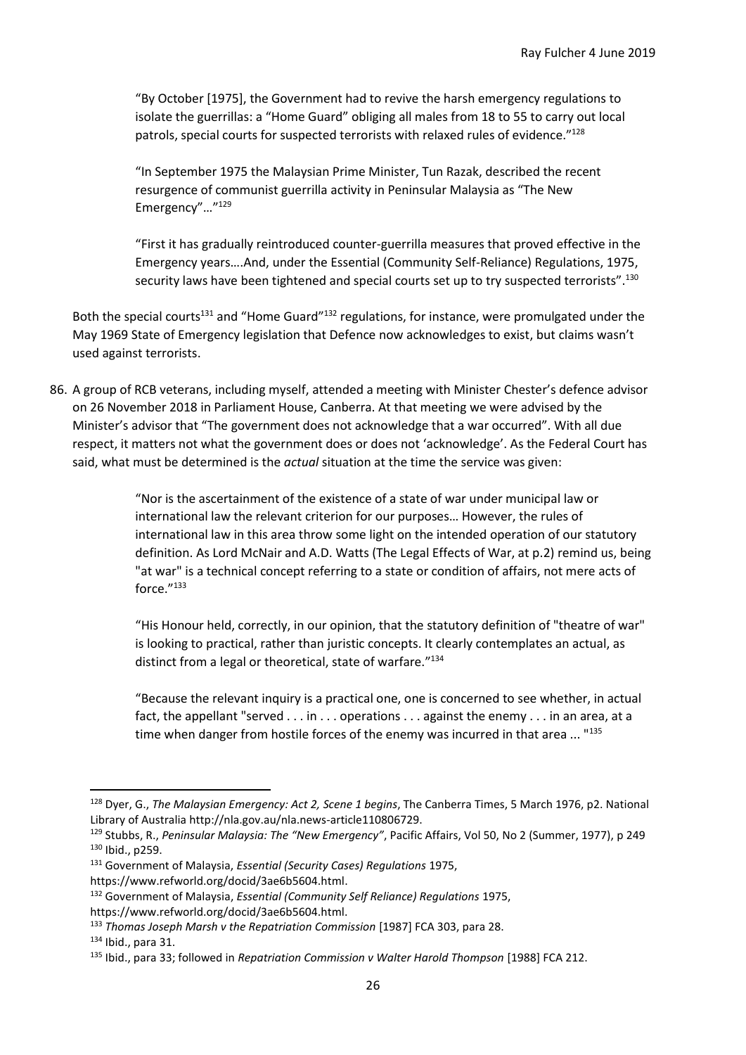> "By October [1975], the Government had to revive the harsh emergency regulations to isolate the guerrillas: a "Home Guard" obliging all males from 18 to 55 to carry out local patrols, special courts for suspected terrorists with relaxed rules of evidence."[128]

> "In September 1975 the Malaysian Prime Minister, Tun Razak, described the recent resurgence of communist guerrilla activity in Peninsular Malaysia as "The New Emergency"…"[129]

> "First it has gradually reintroduced counter-guerrilla measures that proved effective in the Emergency years….And, under the Essential (Community Self-Reliance) Regulations, 1975, security laws have been tightened and special courts set up to try suspected terrorists".[130]

Both the special courts[131] and "Home Guard"[132] regulations, for instance, were promulgated under the May 1969 State of Emergency legislation that Defence now acknowledges to exist, but claims wasn't used against terrorists.

86. A group of RCB veterans, including myself, attended a meeting with Minister Chester's defence advisor on 26 November 2018 in Parliament House, Canberra. At that meeting we were advised by the Minister's advisor that "The government does not acknowledge that a war occurred". With all due respect, it matters not what the government does or does not 'acknowledge'. As the Federal Court has said, what must be determined is the *actual* situation at the time the service was given:

> "Nor is the ascertainment of the existence of a state of war under municipal law or international law the relevant criterion for our purposes… However, the rules of international law in this area throw some light on the intended operation of our statutory definition. As Lord McNair and A.D. Watts (The Legal Effects of War, at p.2) remind us, being "at war" is a technical concept referring to a state or condition of affairs, not mere acts of force."[133]

> "His Honour held, correctly, in our opinion, that the statutory definition of "theatre of war" is looking to practical, rather than juristic concepts. It clearly contemplates an actual, as distinct from a legal or theoretical, state of warfare."[134]

> "Because the relevant inquiry is a practical one, one is concerned to see whether, in actual fact, the appellant "served . . . in . . . operations . . . against the enemy . . . in an area, at a time when danger from hostile forces of the enemy was incurred in that area ... "[135]

---

[128] Dyer, G., *The Malaysian Emergency: Act 2, Scene 1 begins*, The Canberra Times, 5 March 1976, p2. National Library of Australia http://nla.gov.au/nla.news-article110806729.

[129] Stubbs, R., *Peninsular Malaysia: The "New Emergency"*, Pacific Affairs, Vol 50, No 2 (Summer, 1977), p 249

[130] Ibid., p259.

[131] Government of Malaysia, *Essential (Security Cases) Regulations* 1975, https://www.refworld.org/docid/3ae6b5604.html.

[132] Government of Malaysia, *Essential (Community Self Reliance) Regulations* 1975, https://www.refworld.org/docid/3ae6b5604.html.

[133] *Thomas Joseph Marsh v the Repatriation Commission* [1987] FCA 303, para 28.

[134] Ibid., para 31.

[135] Ibid., para 33; followed in *Repatriation Commission v Walter Harold Thompson* [1988] FCA 212.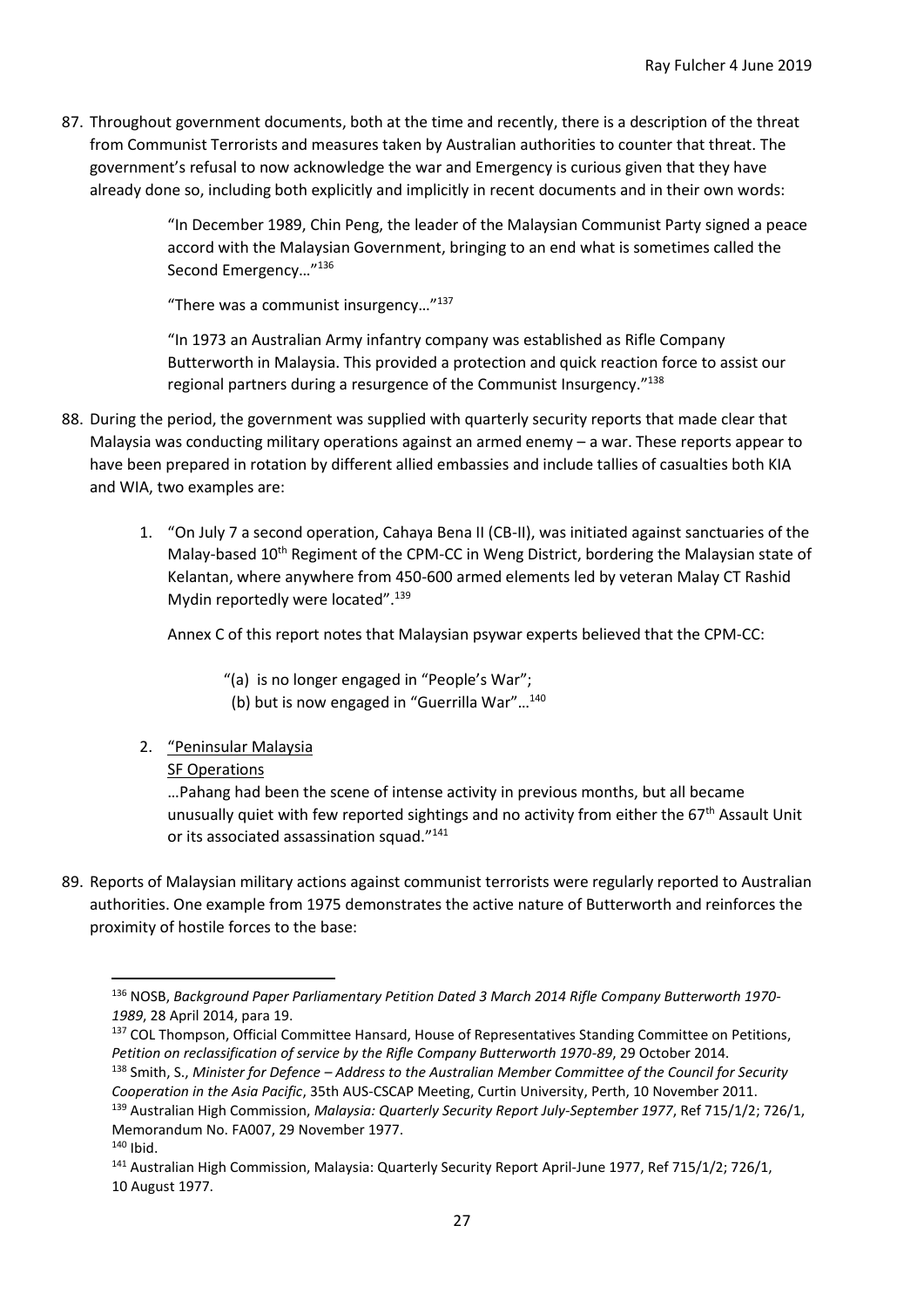87. Throughout government documents, both at the time and recently, there is a description of the threat from Communist Terrorists and measures taken by Australian authorities to counter that threat. The government's refusal to now acknowledge the war and Emergency is curious given that they have already done so, including both explicitly and implicitly in recent documents and in their own words:

> "In December 1989, Chin Peng, the leader of the Malaysian Communist Party signed a peace accord with the Malaysian Government, bringing to an end what is sometimes called the Second Emergency…"[136]
>
> "There was a communist insurgency…"[137]
>
> "In 1973 an Australian Army infantry company was established as Rifle Company Butterworth in Malaysia. This provided a protection and quick reaction force to assist our regional partners during a resurgence of the Communist Insurgency."[138]

88. During the period, the government was supplied with quarterly security reports that made clear that Malaysia was conducting military operations against an armed enemy – a war. These reports appear to have been prepared in rotation by different allied embassies and include tallies of casualties both KIA and WIA, two examples are:

    1. "On July 7 a second operation, Cahaya Bena II (CB-II), was initiated against sanctuaries of the Malay-based 10th Regiment of the CPM-CC in Weng District, bordering the Malaysian state of Kelantan, where anywhere from 450-600 armed elements led by veteran Malay CT Rashid Mydin reportedly were located".[139]

       Annex C of this report notes that Malaysian psywar experts believed that the CPM-CC:

       > "(a) is no longer engaged in "People's War";
       > (b) but is now engaged in "Guerrilla War"…[140]

    2. "<u>Peninsular Malaysia</u>
       <u>SF Operations</u>
       …Pahang had been the scene of intense activity in previous months, but all became unusually quiet with few reported sightings and no activity from either the 67th Assault Unit or its associated assassination squad."[141]

89. Reports of Malaysian military actions against communist terrorists were regularly reported to Australian authorities. One example from 1975 demonstrates the active nature of Butterworth and reinforces the proximity of hostile forces to the base:

---

[136] NOSB, *Background Paper Parliamentary Petition Dated 3 March 2014 Rifle Company Butterworth 1970-1989*, 28 April 2014, para 19.

[137] COL Thompson, Official Committee Hansard, House of Representatives Standing Committee on Petitions, *Petition on reclassification of service by the Rifle Company Butterworth 1970-89*, 29 October 2014.

[138] Smith, S., *Minister for Defence – Address to the Australian Member Committee of the Council for Security Cooperation in the Asia Pacific*, 35th AUS-CSCAP Meeting, Curtin University, Perth, 10 November 2011.

[139] Australian High Commission, *Malaysia: Quarterly Security Report July-September 1977*, Ref 715/1/2; 726/1, Memorandum No. FA007, 29 November 1977.

[140] Ibid.

[141] Australian High Commission, Malaysia: Quarterly Security Report April-June 1977, Ref 715/1/2; 726/1, 10 August 1977.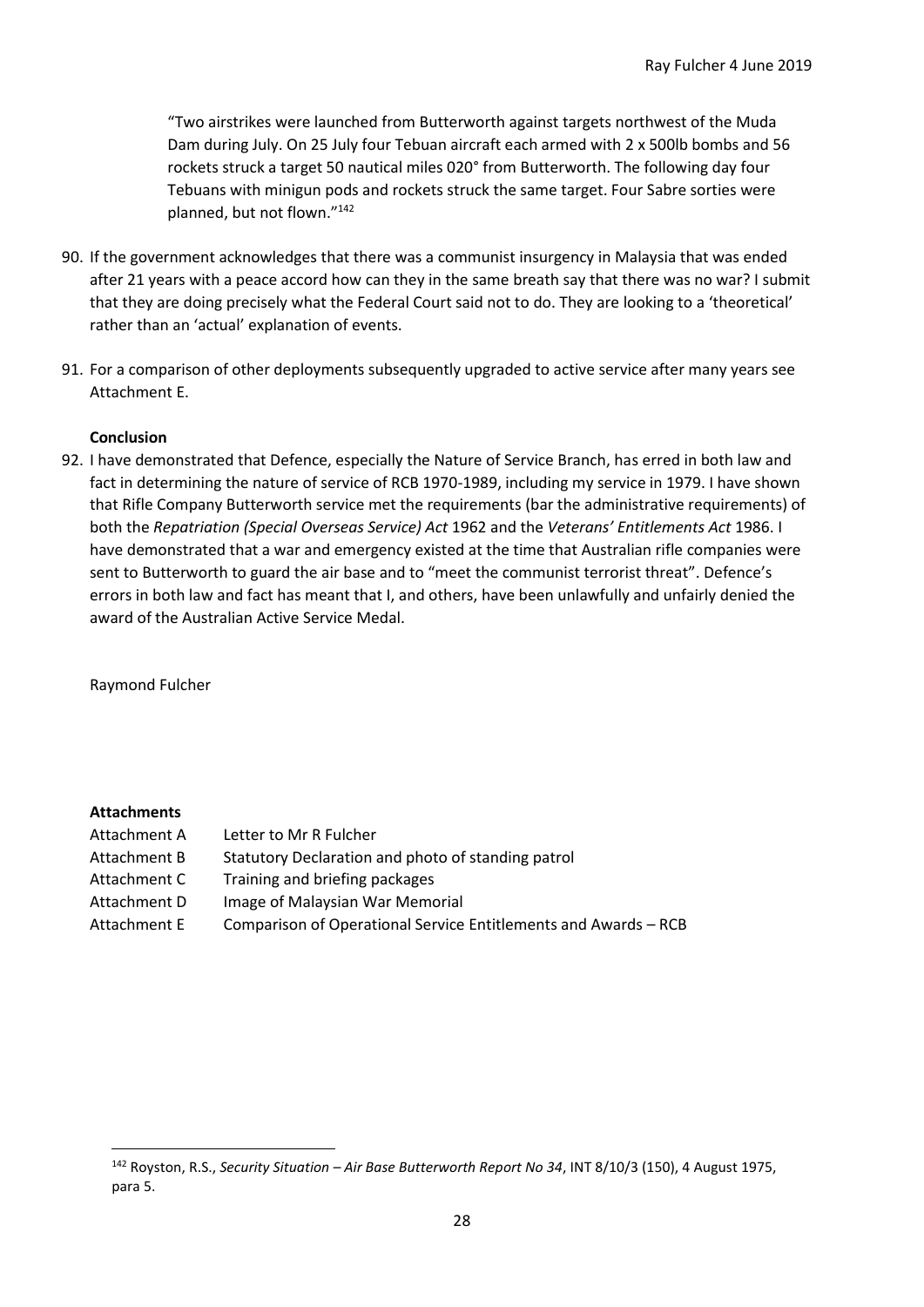"Two airstrikes were launched from Butterworth against targets northwest of the Muda Dam during July. On 25 July four Tebuan aircraft each armed with 2 x 500lb bombs and 56 rockets struck a target 50 nautical miles 020° from Butterworth. The following day four Tebuans with minigun pods and rockets struck the same target. Four Sabre sorties were planned, but not flown."[142]

90. If the government acknowledges that there was a communist insurgency in Malaysia that was ended after 21 years with a peace accord how can they in the same breath say that there was no war? I submit that they are doing precisely what the Federal Court said not to do. They are looking to a 'theoretical' rather than an 'actual' explanation of events.

91. For a comparison of other deployments subsequently upgraded to active service after many years see Attachment E.

**Conclusion**

92. I have demonstrated that Defence, especially the Nature of Service Branch, has erred in both law and fact in determining the nature of service of RCB 1970-1989, including my service in 1979. I have shown that Rifle Company Butterworth service met the requirements (bar the administrative requirements) of both the *Repatriation (Special Overseas Service) Act* 1962 and the *Veterans' Entitlements Act* 1986. I have demonstrated that a war and emergency existed at the time that Australian rifle companies were sent to Butterworth to guard the air base and to "meet the communist terrorist threat". Defence's errors in both law and fact has meant that I, and others, have been unlawfully and unfairly denied the award of the Australian Active Service Medal.

Raymond Fulcher

**Attachments**

| | |
|---|---|
| Attachment A | Letter to Mr R Fulcher |
| Attachment B | Statutory Declaration and photo of standing patrol |
| Attachment C | Training and briefing packages |
| Attachment D | Image of Malaysian War Memorial |
| Attachment E | Comparison of Operational Service Entitlements and Awards – RCB |

[142] Royston, R.S., *Security Situation – Air Base Butterworth Report No 34*, INT 8/10/3 (150), 4 August 1975, para 5.